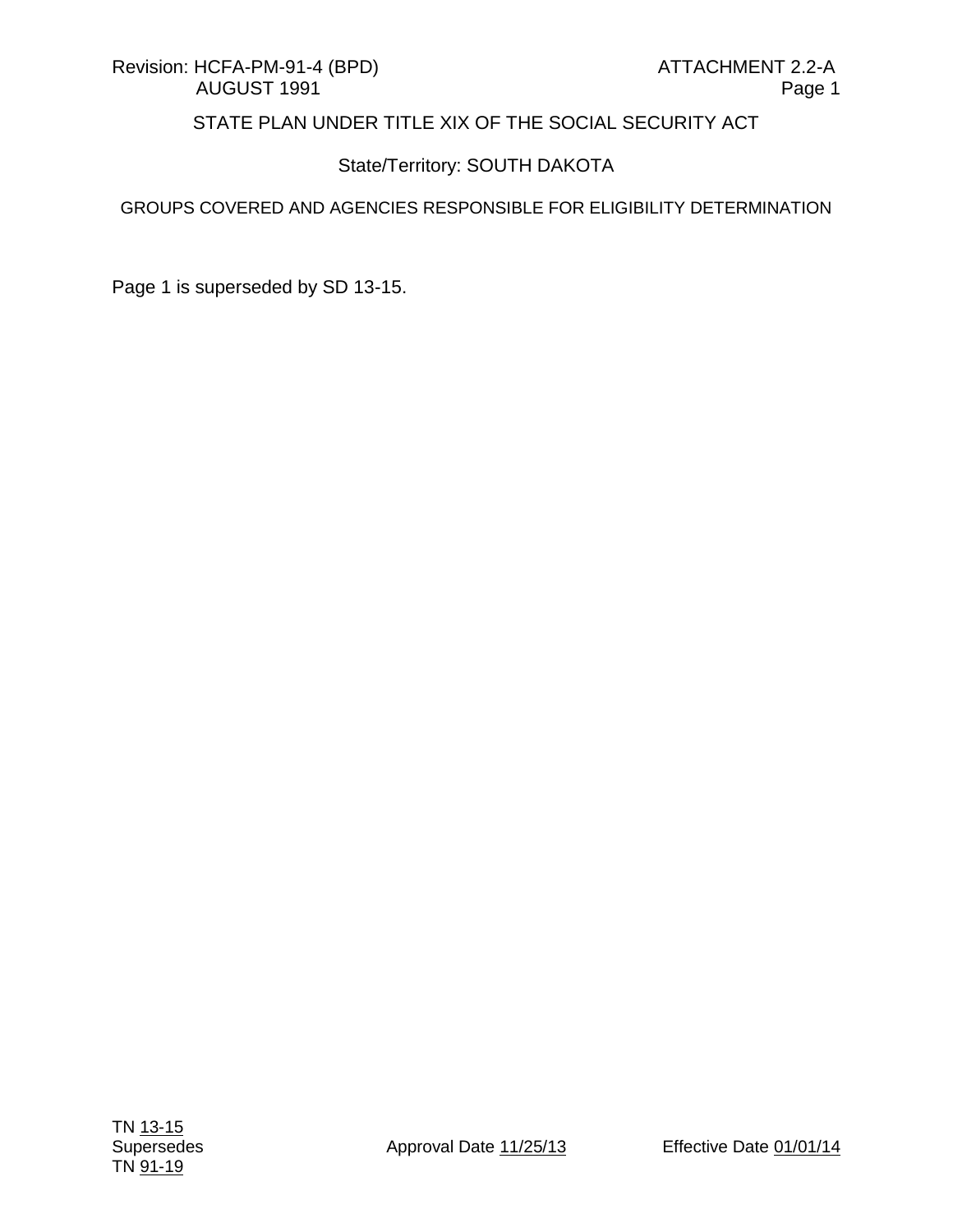Revision: HCFA-PM-91-4 (BPD) AUGUST 1991

ATTACHMENT 2.2-A
Page 1

STATE PLAN UNDER TITLE XIX OF THE SOCIAL SECURITY ACT

State/Territory: SOUTH DAKOTA

GROUPS COVERED AND AGENCIES RESPONSIBLE FOR ELIGIBILITY DETERMINATION

Page 1 is superseded by SD 13-15.

TN 13-15
Supersedes
TN 91-19

Approval Date 11/25/13

Effective Date 01/01/14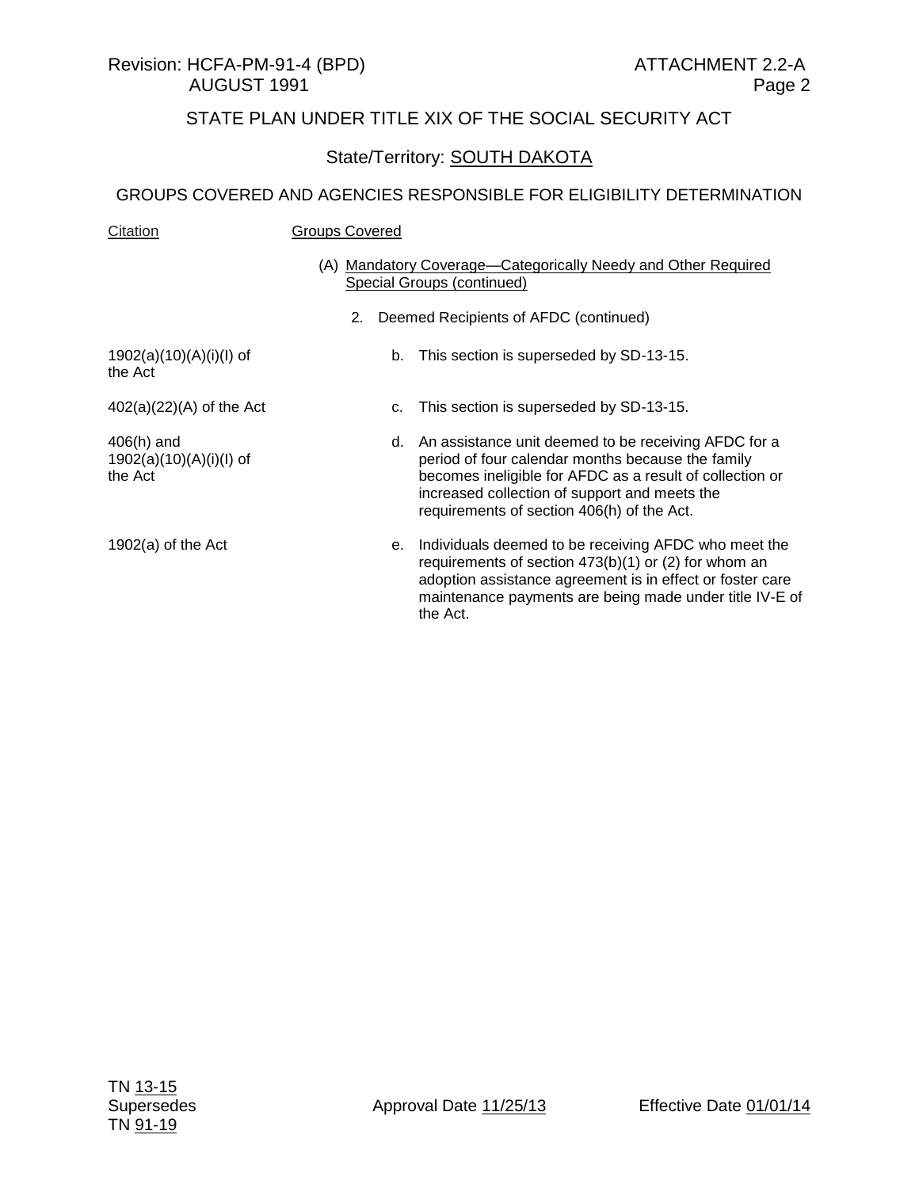STATE PLAN UNDER TITLE XIX OF THE SOCIAL SECURITY ACT

State/Territory: SOUTH DAKOTA

GROUPS COVERED AND AGENCIES RESPONSIBLE FOR ELIGIBILITY DETERMINATION

| Citation | Groups Covered |
|---|---|
| | (A) Mandatory Coverage—Categorically Needy and Other Required Special Groups (continued) |
| | 2. Deemed Recipients of AFDC (continued) |
| 1902(a)(10)(A)(i)(I) of the Act | b. This section is superseded by SD-13-15. |
| 402(a)(22)(A) of the Act | c. This section is superseded by SD-13-15. |
| 406(h) and 1902(a)(10)(A)(i)(I) of the Act | d. An assistance unit deemed to be receiving AFDC for a period of four calendar months because the family becomes ineligible for AFDC as a result of collection or increased collection of support and meets the requirements of section 406(h) of the Act. |
| 1902(a) of the Act | e. Individuals deemed to be receiving AFDC who meet the requirements of section 473(b)(1) or (2) for whom an adoption assistance agreement is in effect or foster care maintenance payments are being made under title IV-E of the Act. |

TN 13-15
Supersedes
TN 91-19

Approval Date 11/25/13

Effective Date 01/01/14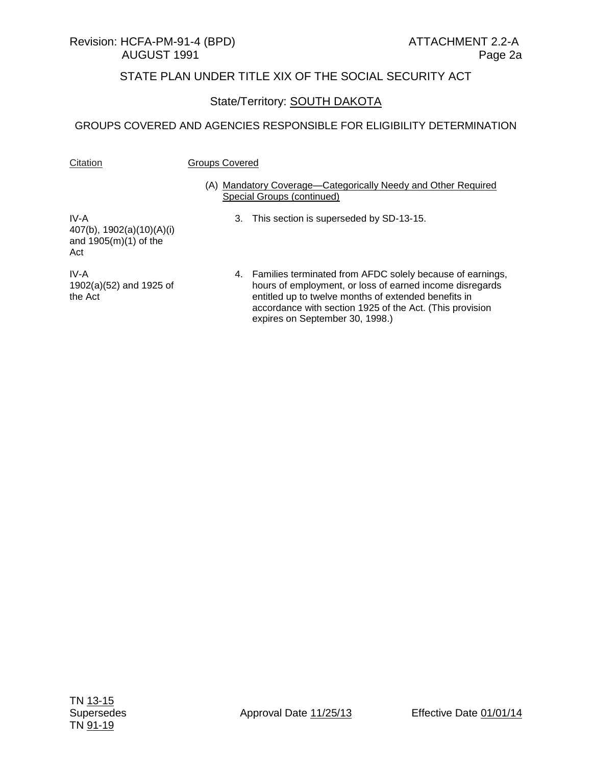STATE PLAN UNDER TITLE XIX OF THE SOCIAL SECURITY ACT

State/Territory: SOUTH DAKOTA

GROUPS COVERED AND AGENCIES RESPONSIBLE FOR ELIGIBILITY DETERMINATION

| Citation | Groups Covered |
|---|---|
| | (A) Mandatory Coverage—Categorically Needy and Other Required Special Groups (continued) |
| IV-A 407(b), 1902(a)(10)(A)(i) and 1905(m)(1) of the Act | 3. This section is superseded by SD-13-15. |
| IV-A 1902(a)(52) and 1925 of the Act | 4. Families terminated from AFDC solely because of earnings, hours of employment, or loss of earned income disregards entitled up to twelve months of extended benefits in accordance with section 1925 of the Act. (This provision expires on September 30, 1998.) |

TN 13-15
Supersedes
TN 91-19

Approval Date 11/25/13

Effective Date 01/01/14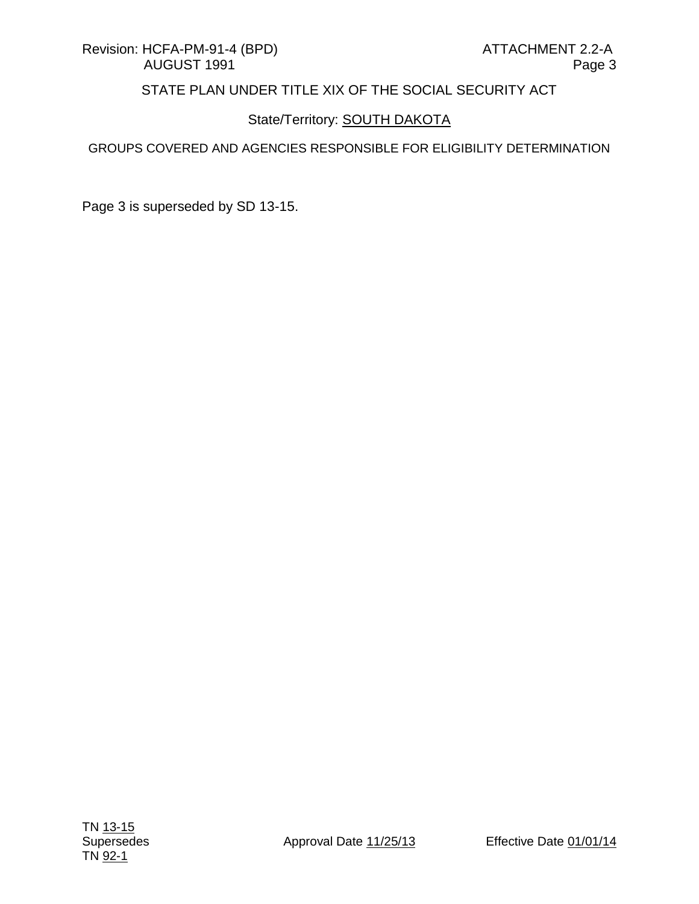Revision: HCFA-PM-91-4 (BPD) AUGUST 1991

ATTACHMENT 2.2-A
Page 3

STATE PLAN UNDER TITLE XIX OF THE SOCIAL SECURITY ACT

State/Territory: SOUTH DAKOTA

GROUPS COVERED AND AGENCIES RESPONSIBLE FOR ELIGIBILITY DETERMINATION

Page 3 is superseded by SD 13-15.

TN 13-15
Supersedes
TN 92-1

Approval Date 11/25/13

Effective Date 01/01/14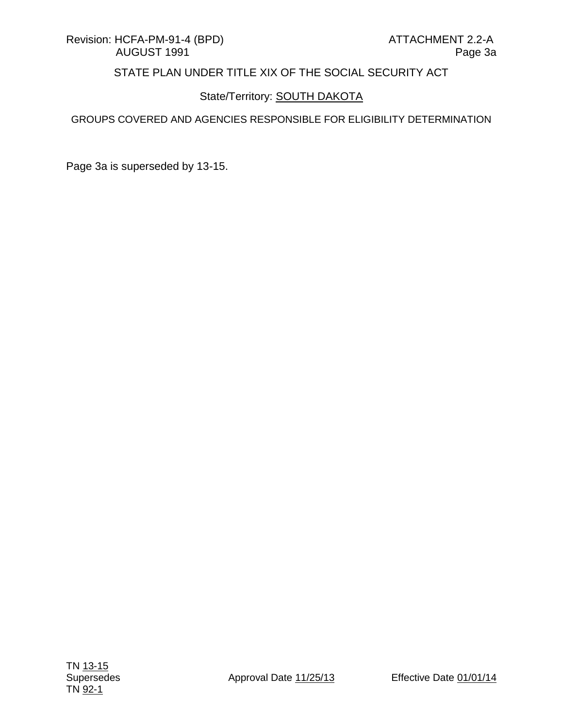Revision: HCFA-PM-91-4 (BPD) AUGUST 1991

ATTACHMENT 2.2-A
Page 3a

STATE PLAN UNDER TITLE XIX OF THE SOCIAL SECURITY ACT

State/Territory: SOUTH DAKOTA

GROUPS COVERED AND AGENCIES RESPONSIBLE FOR ELIGIBILITY DETERMINATION

Page 3a is superseded by 13-15.

TN 13-15
Supersedes
TN 92-1

Approval Date 11/25/13

Effective Date 01/01/14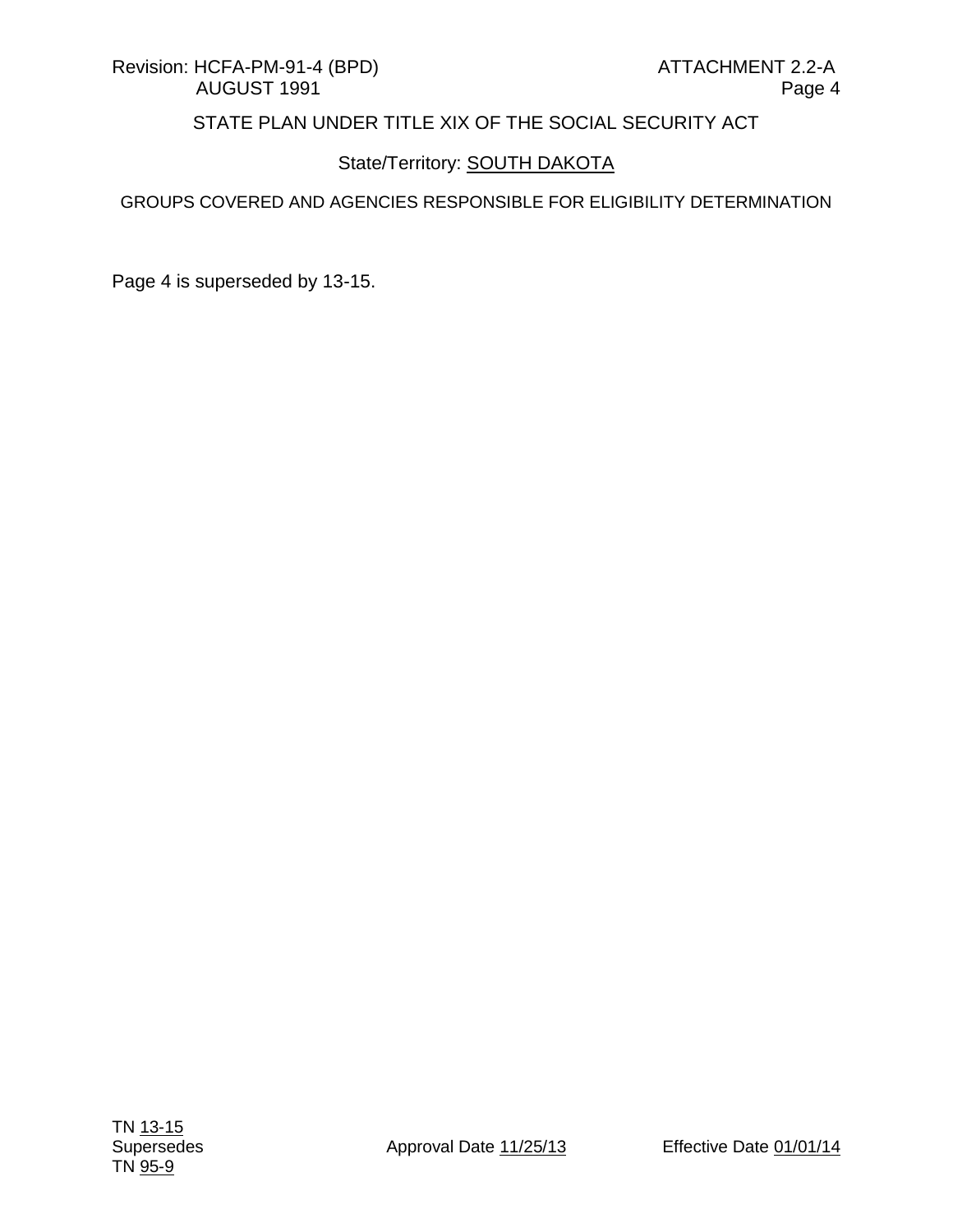Revision: HCFA-PM-91-4 (BPD) AUGUST 1991

ATTACHMENT 2.2-A
Page 4

STATE PLAN UNDER TITLE XIX OF THE SOCIAL SECURITY ACT

State/Territory: SOUTH DAKOTA

GROUPS COVERED AND AGENCIES RESPONSIBLE FOR ELIGIBILITY DETERMINATION

Page 4 is superseded by 13-15.

TN 13-15
Supersedes
TN 95-9

Approval Date 11/25/13

Effective Date 01/01/14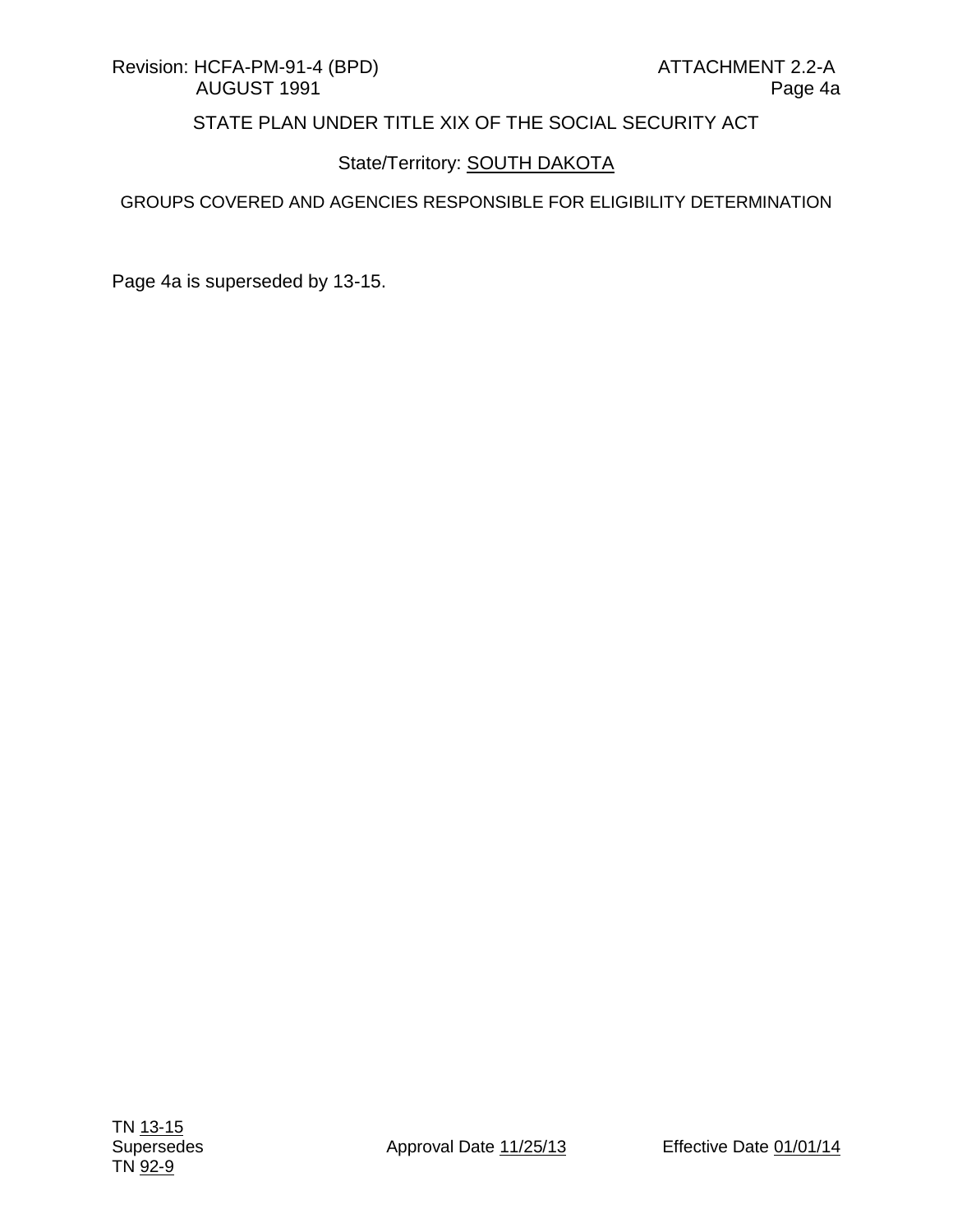Revision: HCFA-PM-91-4 (BPD) ATTACHMENT 2.2-A
AUGUST 1991 Page 4a

STATE PLAN UNDER TITLE XIX OF THE SOCIAL SECURITY ACT

State/Territory: SOUTH DAKOTA

GROUPS COVERED AND AGENCIES RESPONSIBLE FOR ELIGIBILITY DETERMINATION

Page 4a is superseded by 13-15.

TN 13-15
Supersedes
TN 92-9

Approval Date 11/25/13

Effective Date 01/01/14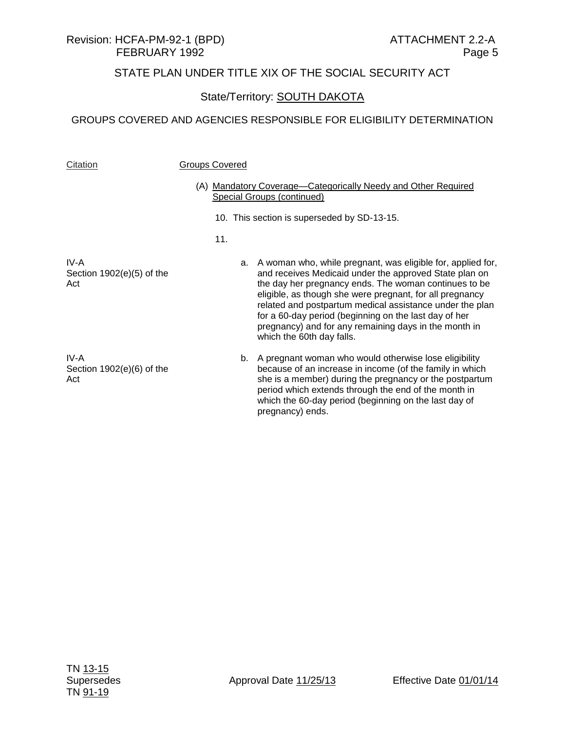STATE PLAN UNDER TITLE XIX OF THE SOCIAL SECURITY ACT

State/Territory: SOUTH DAKOTA

GROUPS COVERED AND AGENCIES RESPONSIBLE FOR ELIGIBILITY DETERMINATION

| Citation | Groups Covered |
|---|---|
| | (A) Mandatory Coverage—Categorically Needy and Other Required Special Groups (continued) |
| | 10. This section is superseded by SD-13-15. |
| | 11. |
| IV-A<br>Section 1902(e)(5) of the Act | a. A woman who, while pregnant, was eligible for, applied for, and receives Medicaid under the approved State plan on the day her pregnancy ends. The woman continues to be eligible, as though she were pregnant, for all pregnancy related and postpartum medical assistance under the plan for a 60-day period (beginning on the last day of her pregnancy) and for any remaining days in the month in which the 60th day falls. |
| IV-A<br>Section 1902(e)(6) of the Act | b. A pregnant woman who would otherwise lose eligibility because of an increase in income (of the family in which she is a member) during the pregnancy or the postpartum period which extends through the end of the month in which the 60-day period (beginning on the last day of pregnancy) ends. |

TN 13-15
Supersedes
TN 91-19

Approval Date 11/25/13

Effective Date 01/01/14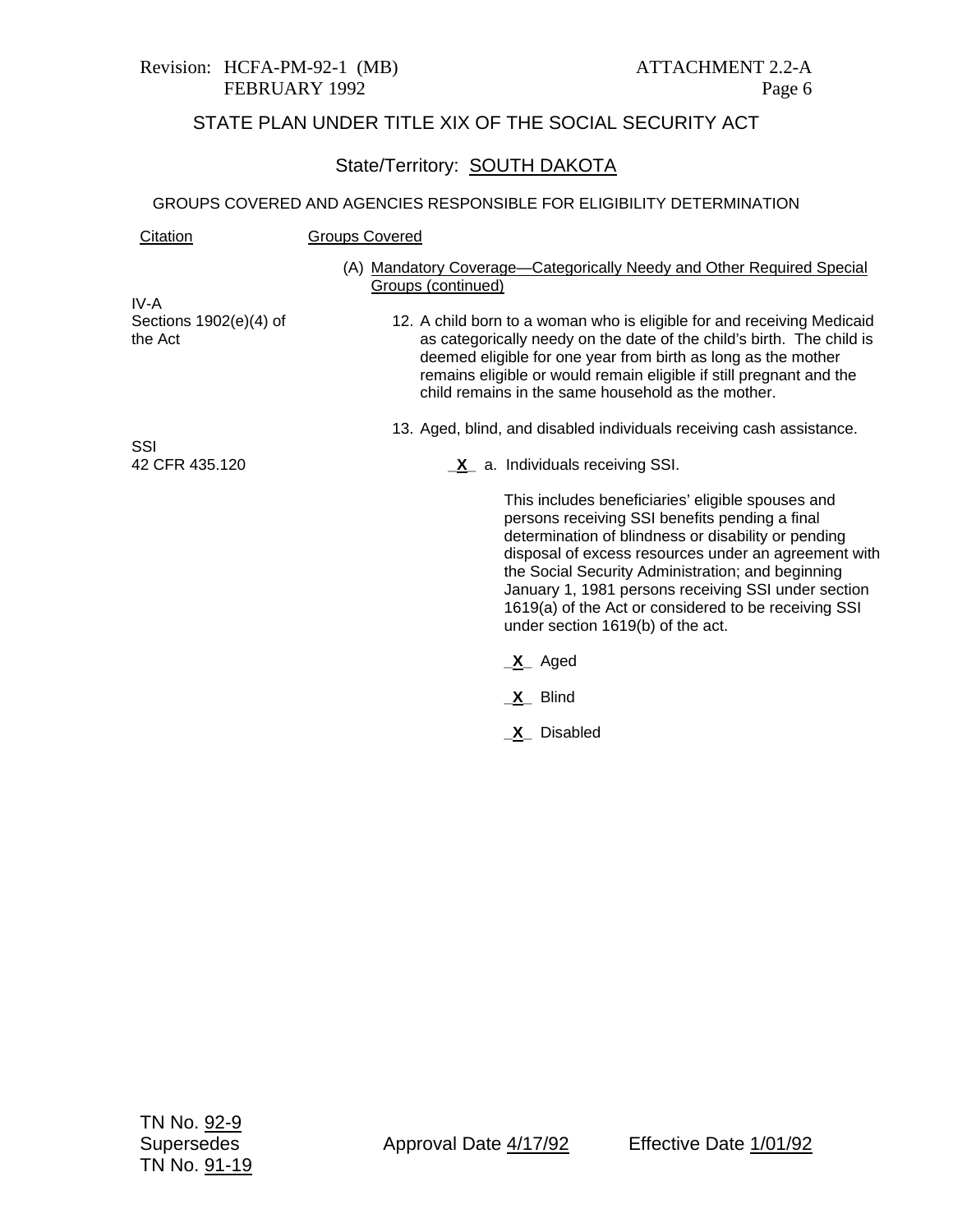Revision: HCFA-PM-92-1 (MB)
FEBRUARY 1992

ATTACHMENT 2.2-A
Page 6

## STATE PLAN UNDER TITLE XIX OF THE SOCIAL SECURITY ACT

### State/Territory: SOUTH DAKOTA

GROUPS COVERED AND AGENCIES RESPONSIBLE FOR ELIGIBILITY DETERMINATION

| Citation | Groups Covered |
|---|---|
| | (A) Mandatory Coverage—Categorically Needy and Other Required Special Groups (continued) |
| IV-A Sections 1902(e)(4) of the Act | 12. A child born to a woman who is eligible for and receiving Medicaid as categorically needy on the date of the child's birth. The child is deemed eligible for one year from birth as long as the mother remains eligible or would remain eligible if still pregnant and the child remains in the same household as the mother. |
| | 13. Aged, blind, and disabled individuals receiving cash assistance. |
| SSI 42 CFR 435.120 | _X_ a. Individuals receiving SSI. |

This includes beneficiaries' eligible spouses and persons receiving SSI benefits pending a final determination of blindness or disability or pending disposal of excess resources under an agreement with the Social Security Administration; and beginning January 1, 1981 persons receiving SSI under section 1619(a) of the Act or considered to be receiving SSI under section 1619(b) of the act.

_X_ Aged

_X_ Blind

_X_ Disabled

TN No. 92-9
Supersedes
TN No. 91-19

Approval Date 4/17/92

Effective Date 1/01/92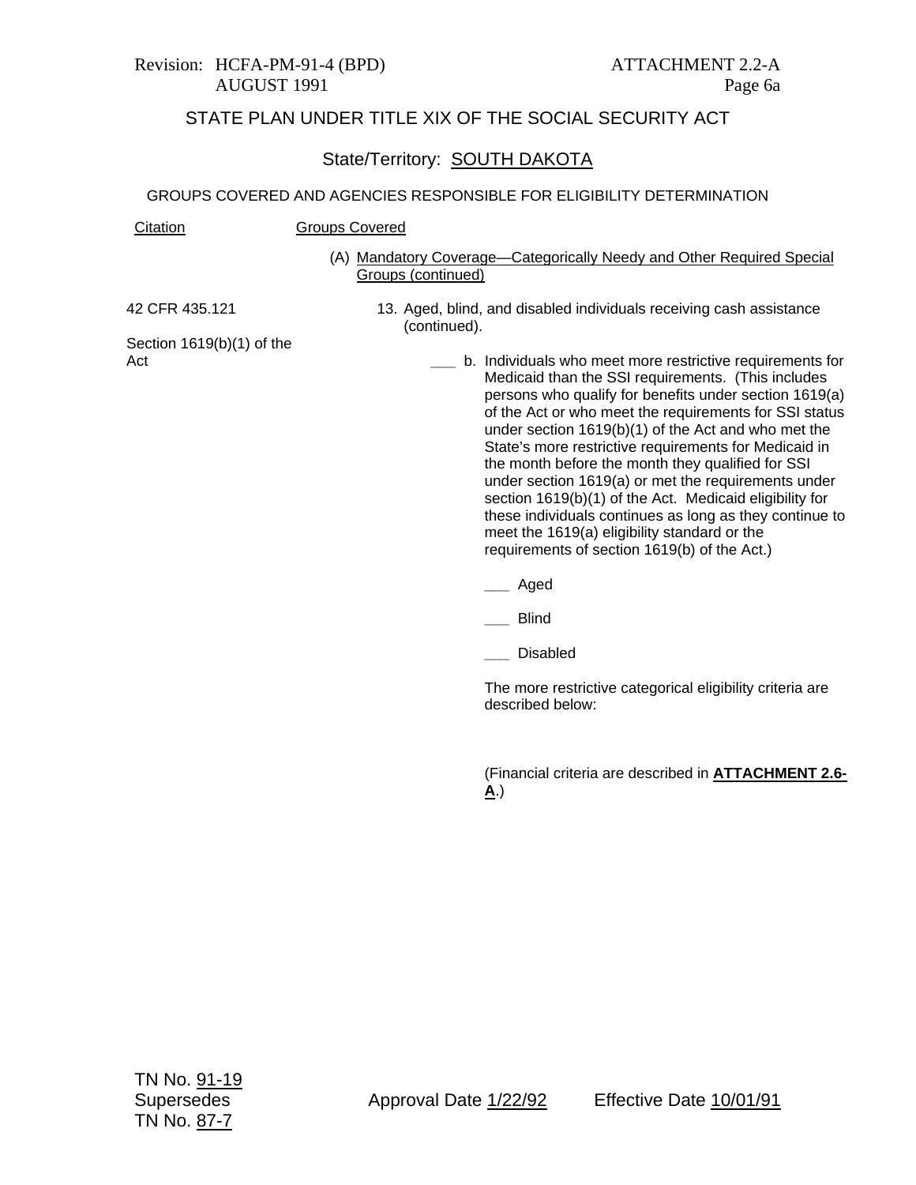# STATE PLAN UNDER TITLE XIX OF THE SOCIAL SECURITY ACT

State/Territory: SOUTH DAKOTA

GROUPS COVERED AND AGENCIES RESPONSIBLE FOR ELIGIBILITY DETERMINATION

| Citation | Groups Covered |
| --- | --- |
| | (A) Mandatory Coverage—Categorically Needy and Other Required Special Groups (continued) |
| 42 CFR 435.121 | 13. Aged, blind, and disabled individuals receiving cash assistance (continued). |
| Section 1619(b)(1) of the Act | ___ b. Individuals who meet more restrictive requirements for Medicaid than the SSI requirements. (This includes persons who qualify for benefits under section 1619(a) of the Act or who meet the requirements for SSI status under section 1619(b)(1) of the Act and who met the State's more restrictive requirements for Medicaid in the month before the month they qualified for SSI under section 1619(a) or met the requirements under section 1619(b)(1) of the Act. Medicaid eligibility for these individuals continues as long as they continue to meet the 1619(a) eligibility standard or the requirements of section 1619(b) of the Act.)<br><br>___ Aged<br><br>___ Blind<br><br>___ Disabled<br><br>The more restrictive categorical eligibility criteria are described below:<br><br>(Financial criteria are described in **ATTACHMENT 2.6-A**.) |

TN No. 91-19
Supersedes
TN No. 87-7

Approval Date 1/22/92 Effective Date 10/01/91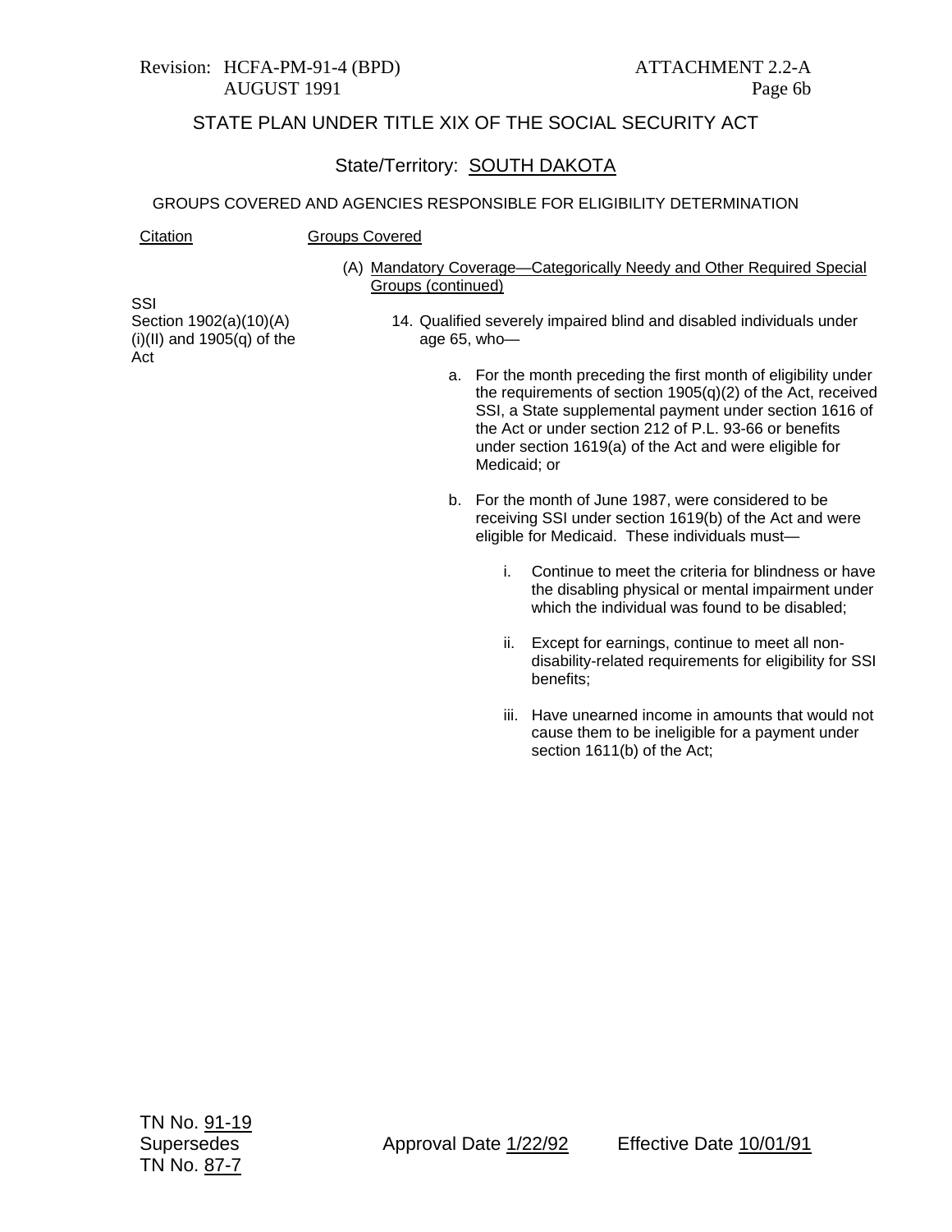STATE PLAN UNDER TITLE XIX OF THE SOCIAL SECURITY ACT

State/Territory: SOUTH DAKOTA

GROUPS COVERED AND AGENCIES RESPONSIBLE FOR ELIGIBILITY DETERMINATION

| Citation | Groups Covered |
|---|---|
| | (A) Mandatory Coverage—Categorically Needy and Other Required Special Groups (continued) |
| SSI Section 1902(a)(10)(A)(i)(II) and 1905(q) of the Act | 14. Qualified severely impaired blind and disabled individuals under age 65, who— |

a. For the month preceding the first month of eligibility under the requirements of section 1905(q)(2) of the Act, received SSI, a State supplemental payment under section 1616 of the Act or under section 212 of P.L. 93-66 or benefits under section 1619(a) of the Act and were eligible for Medicaid; or

b. For the month of June 1987, were considered to be receiving SSI under section 1619(b) of the Act and were eligible for Medicaid. These individuals must—

   i. Continue to meet the criteria for blindness or have the disabling physical or mental impairment under which the individual was found to be disabled;

   ii. Except for earnings, continue to meet all non-disability-related requirements for eligibility for SSI benefits;

   iii. Have unearned income in amounts that would not cause them to be ineligible for a payment under section 1611(b) of the Act;

TN No. 91-19
Supersedes
TN No. 87-7

Approval Date 1/22/92 Effective Date 10/01/91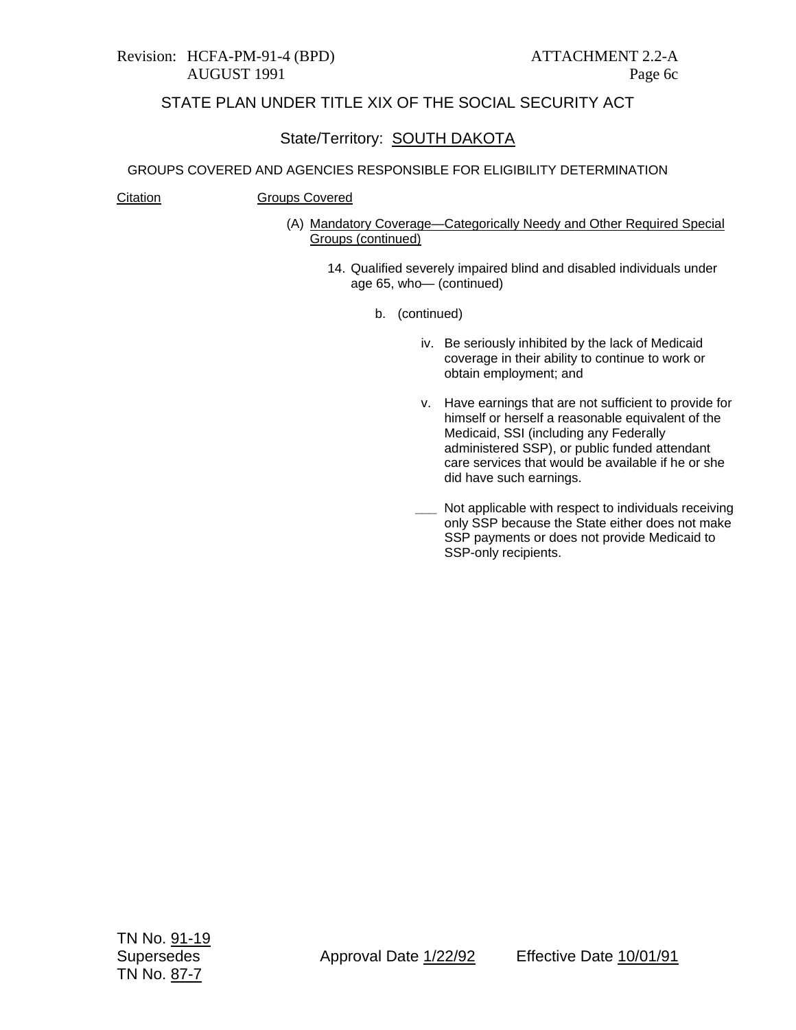STATE PLAN UNDER TITLE XIX OF THE SOCIAL SECURITY ACT

State/Territory: SOUTH DAKOTA

GROUPS COVERED AND AGENCIES RESPONSIBLE FOR ELIGIBILITY DETERMINATION

Citation | Groups Covered

(A) Mandatory Coverage—Categorically Needy and Other Required Special Groups (continued)

14. Qualified severely impaired blind and disabled individuals under age 65, who— (continued)

 b. (continued)

 iv. Be seriously inhibited by the lack of Medicaid coverage in their ability to continue to work or obtain employment; and

 v. Have earnings that are not sufficient to provide for himself or herself a reasonable equivalent of the Medicaid, SSI (including any Federally administered SSP), or public funded attendant care services that would be available if he or she did have such earnings.

 ___ Not applicable with respect to individuals receiving only SSP because the State either does not make SSP payments or does not provide Medicaid to SSP-only recipients.

TN No. 91-19
Supersedes
TN No. 87-7

Approval Date 1/22/92

Effective Date 10/01/91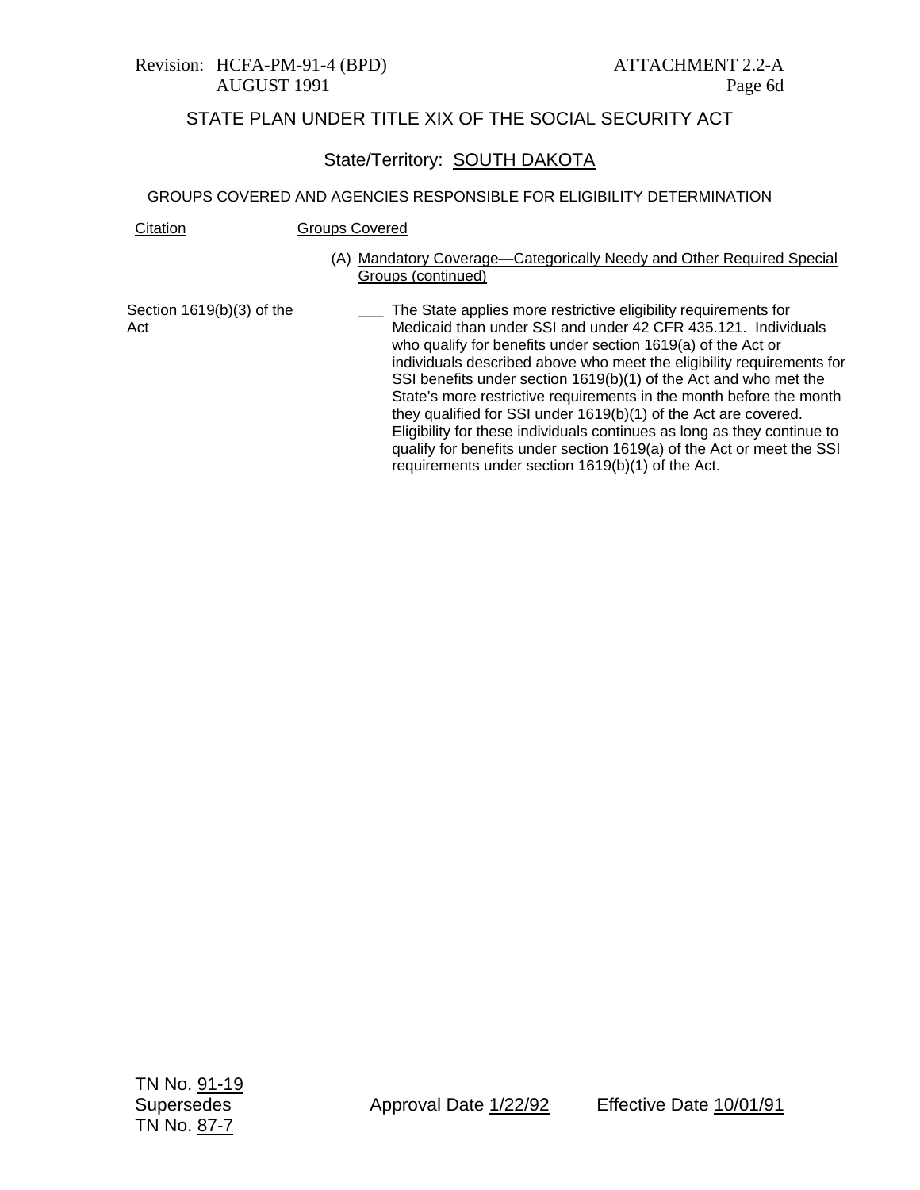Revision: HCFA-PM-91-4 (BPD) ATTACHMENT 2.2-A
AUGUST 1991 Page 6d

## STATE PLAN UNDER TITLE XIX OF THE SOCIAL SECURITY ACT

State/Territory: SOUTH DAKOTA

GROUPS COVERED AND AGENCIES RESPONSIBLE FOR ELIGIBILITY DETERMINATION

| Citation | Groups Covered |
|---|---|
| | (A) Mandatory Coverage—Categorically Needy and Other Required Special Groups (continued) |
| Section 1619(b)(3) of the Act | ___ The State applies more restrictive eligibility requirements for Medicaid than under SSI and under 42 CFR 435.121. Individuals who qualify for benefits under section 1619(a) of the Act or individuals described above who meet the eligibility requirements for SSI benefits under section 1619(b)(1) of the Act and who met the State's more restrictive requirements in the month before the month they qualified for SSI under 1619(b)(1) of the Act are covered. Eligibility for these individuals continues as long as they continue to qualify for benefits under section 1619(a) of the Act or meet the SSI requirements under section 1619(b)(1) of the Act. |

TN No. 91-19
Supersedes
TN No. 87-7

Approval Date 1/22/92 Effective Date 10/01/91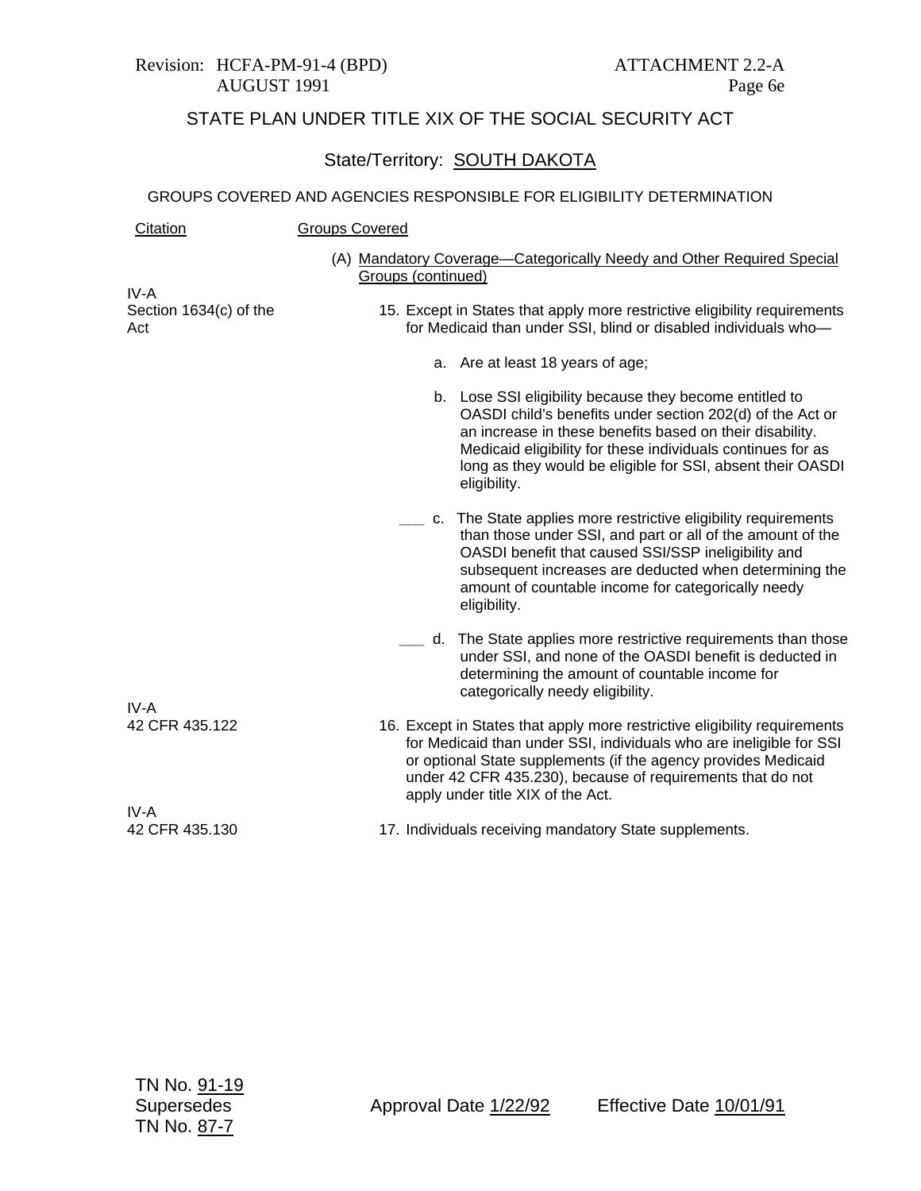STATE PLAN UNDER TITLE XIX OF THE SOCIAL SECURITY ACT

State/Territory: SOUTH DAKOTA

GROUPS COVERED AND AGENCIES RESPONSIBLE FOR ELIGIBILITY DETERMINATION

| Citation | Groups Covered |
|---|---|
| | (A) Mandatory Coverage—Categorically Needy and Other Required Special Groups (continued) |
| IV-A<br>Section 1634(c) of the Act | 15. Except in States that apply more restrictive eligibility requirements for Medicaid than under SSI, blind or disabled individuals who—<br><br>a. Are at least 18 years of age;<br><br>b. Lose SSI eligibility because they become entitled to OASDI child's benefits under section 202(d) of the Act or an increase in these benefits based on their disability. Medicaid eligibility for these individuals continues for as long as they would be eligible for SSI, absent their OASDI eligibility.<br><br>___ c. The State applies more restrictive eligibility requirements than those under SSI, and part or all of the amount of the OASDI benefit that caused SSI/SSP ineligibility and subsequent increases are deducted when determining the amount of countable income for categorically needy eligibility.<br><br>___ d. The State applies more restrictive requirements than those under SSI, and none of the OASDI benefit is deducted in determining the amount of countable income for categorically needy eligibility. |
| IV-A<br>42 CFR 435.122 | 16. Except in States that apply more restrictive eligibility requirements for Medicaid than under SSI, individuals who are ineligible for SSI or optional State supplements (if the agency provides Medicaid under 42 CFR 435.230), because of requirements that do not apply under title XIX of the Act. |
| IV-A<br>42 CFR 435.130 | 17. Individuals receiving mandatory State supplements. |

TN No. 91-19
Supersedes
TN No. 87-7

Approval Date 1/22/92

Effective Date 10/01/91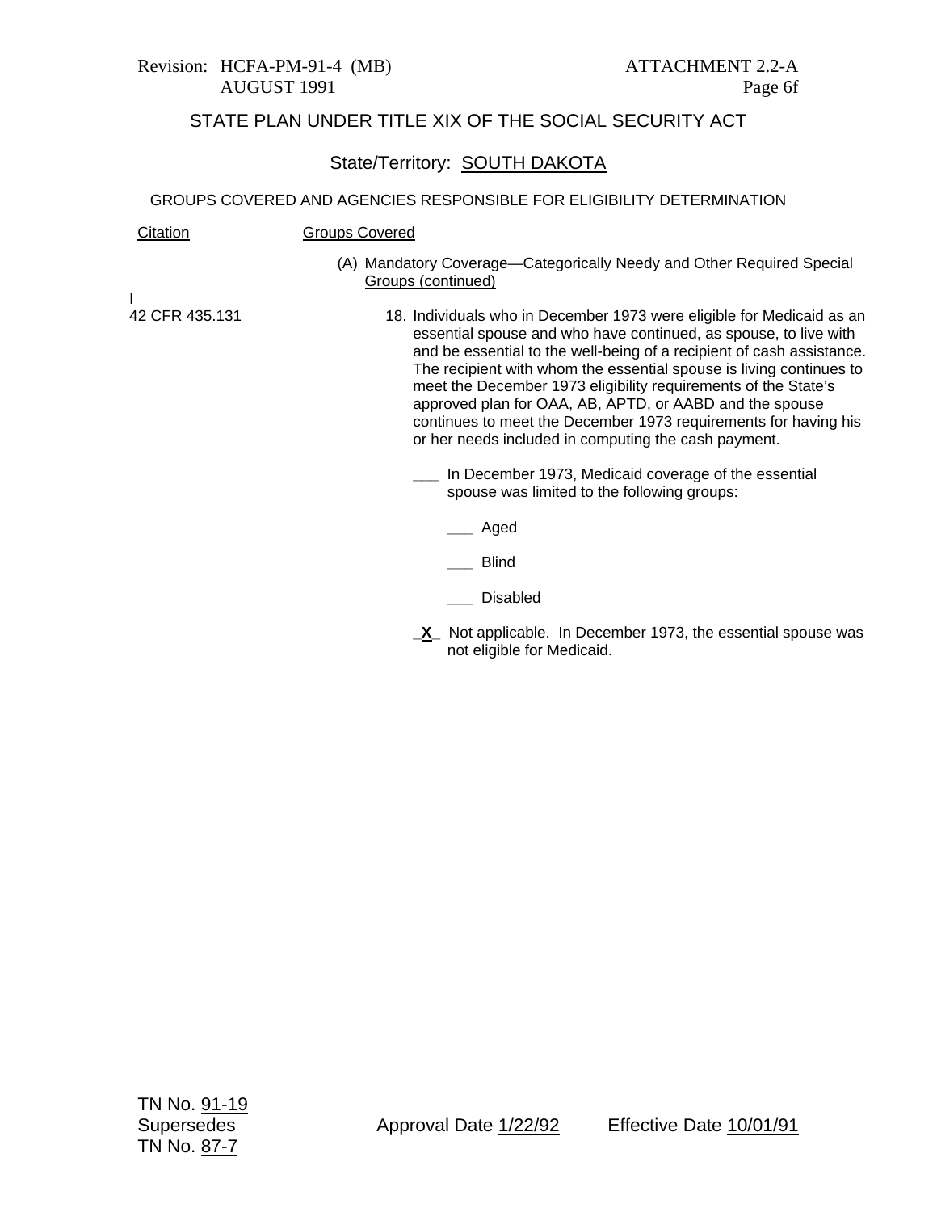Revision: HCFA-PM-91-4 (MB) ATTACHMENT 2.2-A
AUGUST 1991 Page 6f

STATE PLAN UNDER TITLE XIX OF THE SOCIAL SECURITY ACT

State/Territory: SOUTH DAKOTA

GROUPS COVERED AND AGENCIES RESPONSIBLE FOR ELIGIBILITY DETERMINATION

| Citation | Groups Covered |
|---|---|
| | (A) Mandatory Coverage—Categorically Needy and Other Required Special Groups (continued) |
| I<br>42 CFR 435.131 | 18. Individuals who in December 1973 were eligible for Medicaid as an essential spouse and who have continued, as spouse, to live with and be essential to the well-being of a recipient of cash assistance. The recipient with whom the essential spouse is living continues to meet the December 1973 eligibility requirements of the State's approved plan for OAA, AB, APTD, or AABD and the spouse continues to meet the December 1973 requirements for having his or her needs included in computing the cash payment. |

___ In December 1973, Medicaid coverage of the essential spouse was limited to the following groups:

___ Aged

___ Blind

___ Disabled

_X_ Not applicable. In December 1973, the essential spouse was not eligible for Medicaid.

TN No. 91-19
Supersedes
TN No. 87-7

Approval Date 1/22/92

Effective Date 10/01/91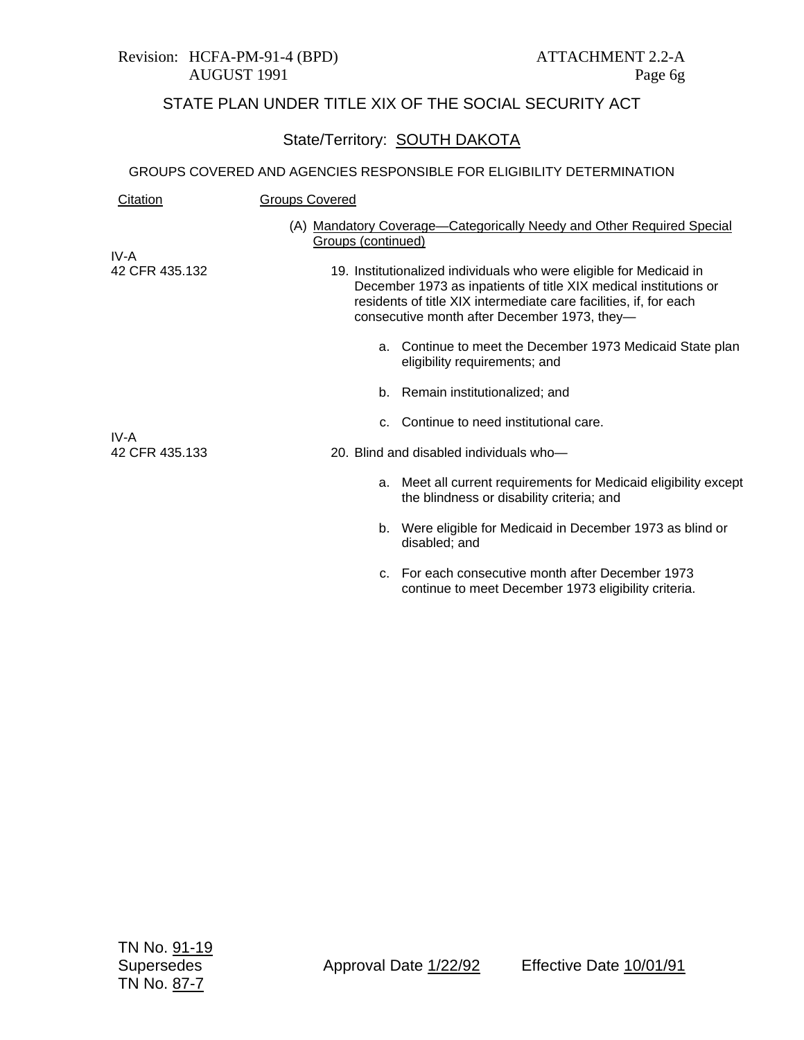## STATE PLAN UNDER TITLE XIX OF THE SOCIAL SECURITY ACT

### State/Territory: SOUTH DAKOTA

GROUPS COVERED AND AGENCIES RESPONSIBLE FOR ELIGIBILITY DETERMINATION

| Citation | Groups Covered |
| --- | --- |
| | (A) Mandatory Coverage—Categorically Needy and Other Required Special Groups (continued) |
| IV-A<br>42 CFR 435.132 | 19. Institutionalized individuals who were eligible for Medicaid in December 1973 as inpatients of title XIX medical institutions or residents of title XIX intermediate care facilities, if, for each consecutive month after December 1973, they—<br><br>a. Continue to meet the December 1973 Medicaid State plan eligibility requirements; and<br><br>b. Remain institutionalized; and<br><br>c. Continue to need institutional care. |
| IV-A<br>42 CFR 435.133 | 20. Blind and disabled individuals who—<br><br>a. Meet all current requirements for Medicaid eligibility except the blindness or disability criteria; and<br><br>b. Were eligible for Medicaid in December 1973 as blind or disabled; and<br><br>c. For each consecutive month after December 1973 continue to meet December 1973 eligibility criteria. |

TN No. 91-19
Supersedes
TN No. 87-7

Approval Date 1/22/92

Effective Date 10/01/91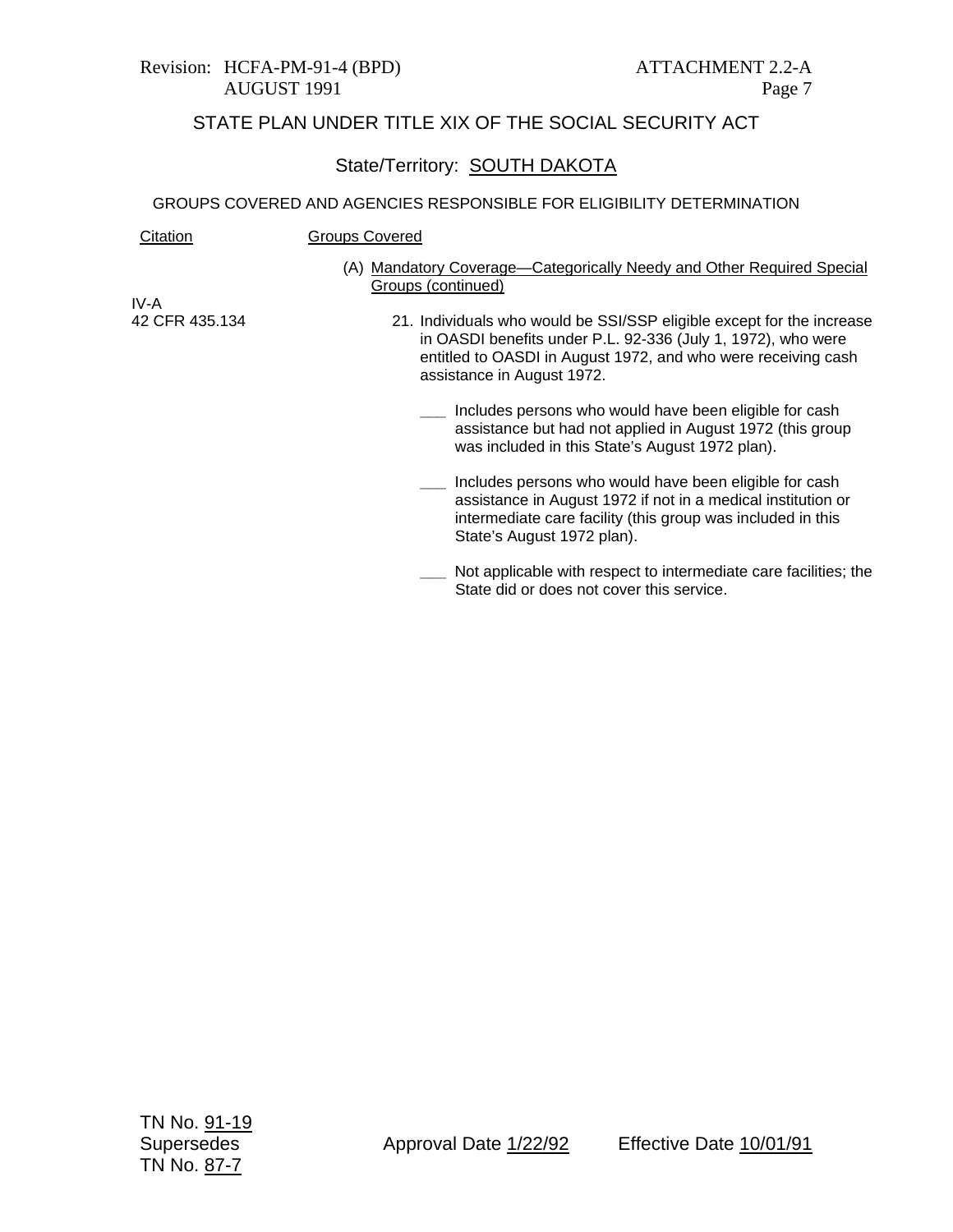Revision: HCFA-PM-91-4 (BPD)
AUGUST 1991

ATTACHMENT 2.2-A
Page 7

STATE PLAN UNDER TITLE XIX OF THE SOCIAL SECURITY ACT

State/Territory: SOUTH DAKOTA

GROUPS COVERED AND AGENCIES RESPONSIBLE FOR ELIGIBILITY DETERMINATION

| Citation | Groups Covered |
|---|---|
| | (A) Mandatory Coverage—Categorically Needy and Other Required Special Groups (continued) |
| IV-A<br>42 CFR 435.134 | 21. Individuals who would be SSI/SSP eligible except for the increase in OASDI benefits under P.L. 92-336 (July 1, 1972), who were entitled to OASDI in August 1972, and who were receiving cash assistance in August 1972. |
| | ___ Includes persons who would have been eligible for cash assistance but had not applied in August 1972 (this group was included in this State's August 1972 plan). |
| | ___ Includes persons who would have been eligible for cash assistance in August 1972 if not in a medical institution or intermediate care facility (this group was included in this State's August 1972 plan). |
| | ___ Not applicable with respect to intermediate care facilities; the State did or does not cover this service. |

TN No. 91-19
Supersedes
TN No. 87-7

Approval Date 1/22/92

Effective Date 10/01/91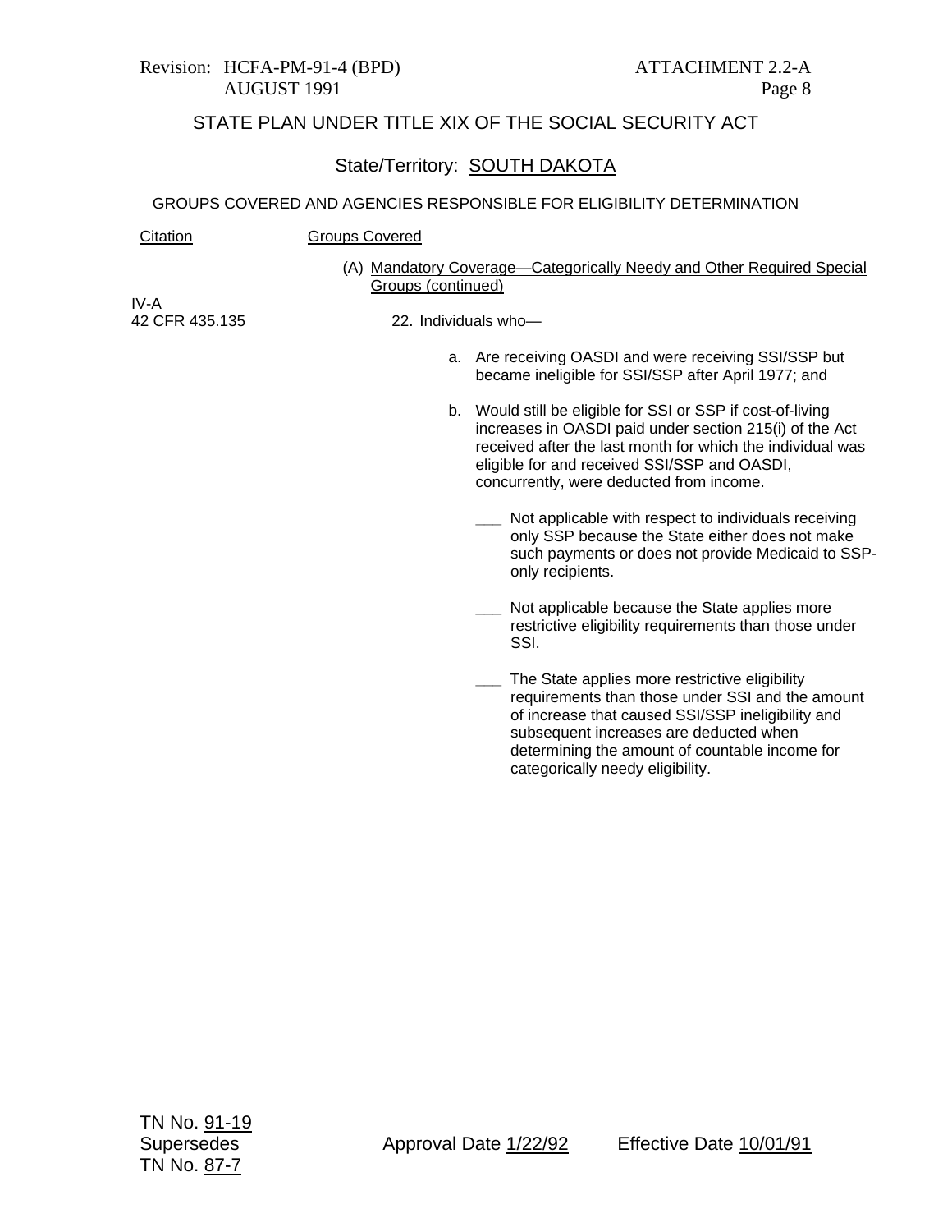Revision: HCFA-PM-91-4 (BPD) ATTACHMENT 2.2-A
AUGUST 1991 Page 8

## STATE PLAN UNDER TITLE XIX OF THE SOCIAL SECURITY ACT

### State/Territory: SOUTH DAKOTA

GROUPS COVERED AND AGENCIES RESPONSIBLE FOR ELIGIBILITY DETERMINATION

| Citation | Groups Covered |
|---|---|
| | (A) Mandatory Coverage—Categorically Needy and Other Required Special Groups (continued) |
| IV-A<br>42 CFR 435.135 | 22. Individuals who— |

a. Are receiving OASDI and were receiving SSI/SSP but became ineligible for SSI/SSP after April 1977; and

b. Would still be eligible for SSI or SSP if cost-of-living increases in OASDI paid under section 215(i) of the Act received after the last month for which the individual was eligible for and received SSI/SSP and OASDI, concurrently, were deducted from income.

___ Not applicable with respect to individuals receiving only SSP because the State either does not make such payments or does not provide Medicaid to SSP-only recipients.

___ Not applicable because the State applies more restrictive eligibility requirements than those under SSI.

___ The State applies more restrictive eligibility requirements than those under SSI and the amount of increase that caused SSI/SSP ineligibility and subsequent increases are deducted when determining the amount of countable income for categorically needy eligibility.

TN No. 91-19
Supersedes Approval Date 1/22/92 Effective Date 10/01/91
TN No. 87-7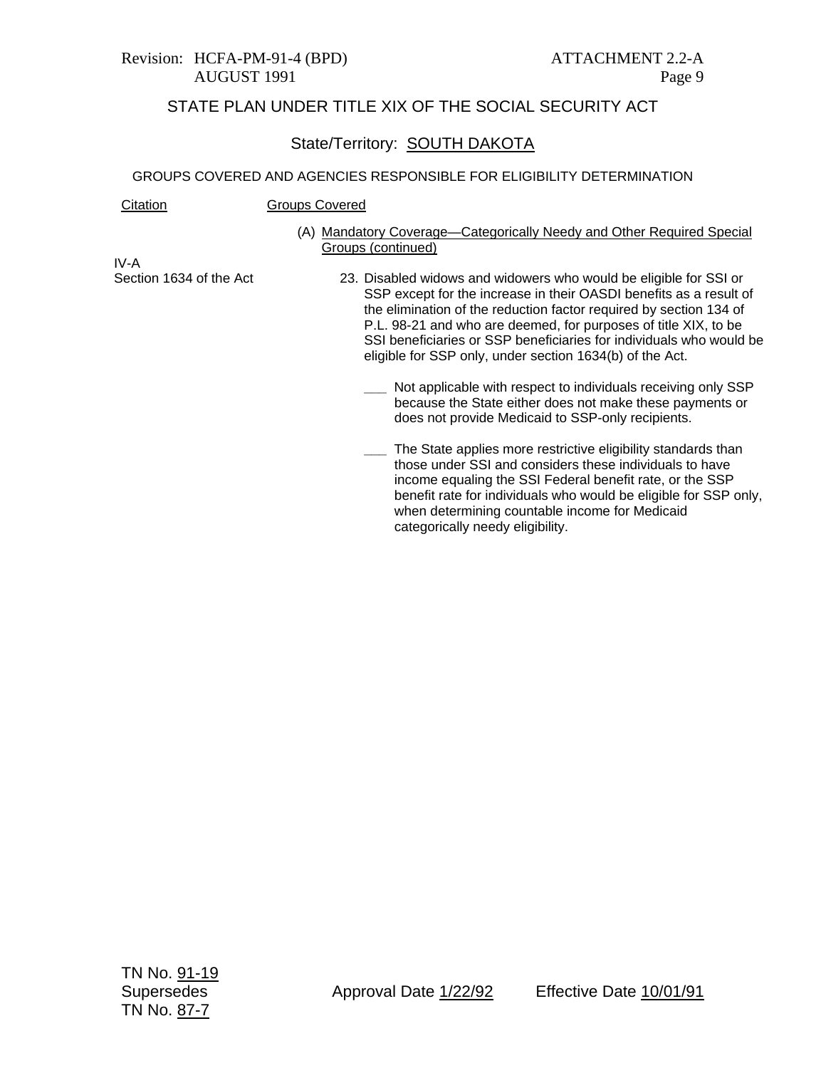STATE PLAN UNDER TITLE XIX OF THE SOCIAL SECURITY ACT

State/Territory: SOUTH DAKOTA

GROUPS COVERED AND AGENCIES RESPONSIBLE FOR ELIGIBILITY DETERMINATION

| Citation | Groups Covered |
|---|---|
| | (A) Mandatory Coverage—Categorically Needy and Other Required Special Groups (continued) |
| IV-A<br>Section 1634 of the Act | 23. Disabled widows and widowers who would be eligible for SSI or SSP except for the increase in their OASDI benefits as a result of the elimination of the reduction factor required by section 134 of P.L. 98-21 and who are deemed, for purposes of title XIX, to be SSI beneficiaries or SSP beneficiaries for individuals who would be eligible for SSP only, under section 1634(b) of the Act. |
| | ___ Not applicable with respect to individuals receiving only SSP because the State either does not make these payments or does not provide Medicaid to SSP-only recipients. |
| | ___ The State applies more restrictive eligibility standards than those under SSI and considers these individuals to have income equaling the SSI Federal benefit rate, or the SSP benefit rate for individuals who would be eligible for SSP only, when determining countable income for Medicaid categorically needy eligibility. |

TN No. 91-19
Supersedes TN No. 87-7
Approval Date 1/22/92
Effective Date 10/01/91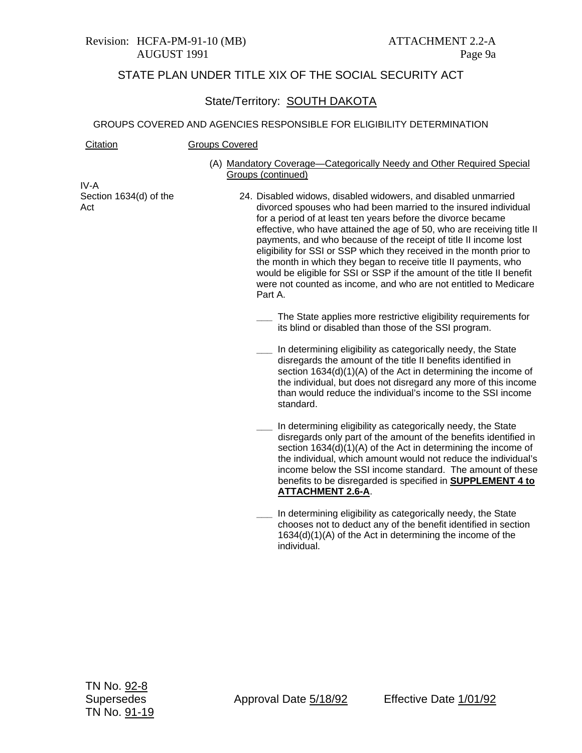Revision: HCFA-PM-91-10 (MB) AUGUST 1991

ATTACHMENT 2.2-A
Page 9a

STATE PLAN UNDER TITLE XIX OF THE SOCIAL SECURITY ACT

State/Territory: SOUTH DAKOTA

GROUPS COVERED AND AGENCIES RESPONSIBLE FOR ELIGIBILITY DETERMINATION

| Citation | Groups Covered |
|---|---|
| | (A) Mandatory Coverage—Categorically Needy and Other Required Special Groups (continued) |
| IV-A Section 1634(d) of the Act | 24. Disabled widows, disabled widowers, and disabled unmarried divorced spouses who had been married to the insured individual for a period of at least ten years before the divorce became effective, who have attained the age of 50, who are receiving title II payments, and who because of the receipt of title II income lost eligibility for SSI or SSP which they received in the month prior to the month in which they began to receive title II payments, who would be eligible for SSI or SSP if the amount of the title II benefit were not counted as income, and who are not entitled to Medicare Part A. |

___ The State applies more restrictive eligibility requirements for its blind or disabled than those of the SSI program.

___ In determining eligibility as categorically needy, the State disregards the amount of the title II benefits identified in section 1634(d)(1)(A) of the Act in determining the income of the individual, but does not disregard any more of this income than would reduce the individual's income to the SSI income standard.

___ In determining eligibility as categorically needy, the State disregards only part of the amount of the benefits identified in section 1634(d)(1)(A) of the Act in determining the income of the individual, which amount would not reduce the individual's income below the SSI income standard. The amount of these benefits to be disregarded is specified in **SUPPLEMENT 4 to ATTACHMENT 2.6-A**.

___ In determining eligibility as categorically needy, the State chooses not to deduct any of the benefit identified in section 1634(d)(1)(A) of the Act in determining the income of the individual.

TN No. 92-8
Supersedes
TN No. 91-19

Approval Date 5/18/92

Effective Date 1/01/92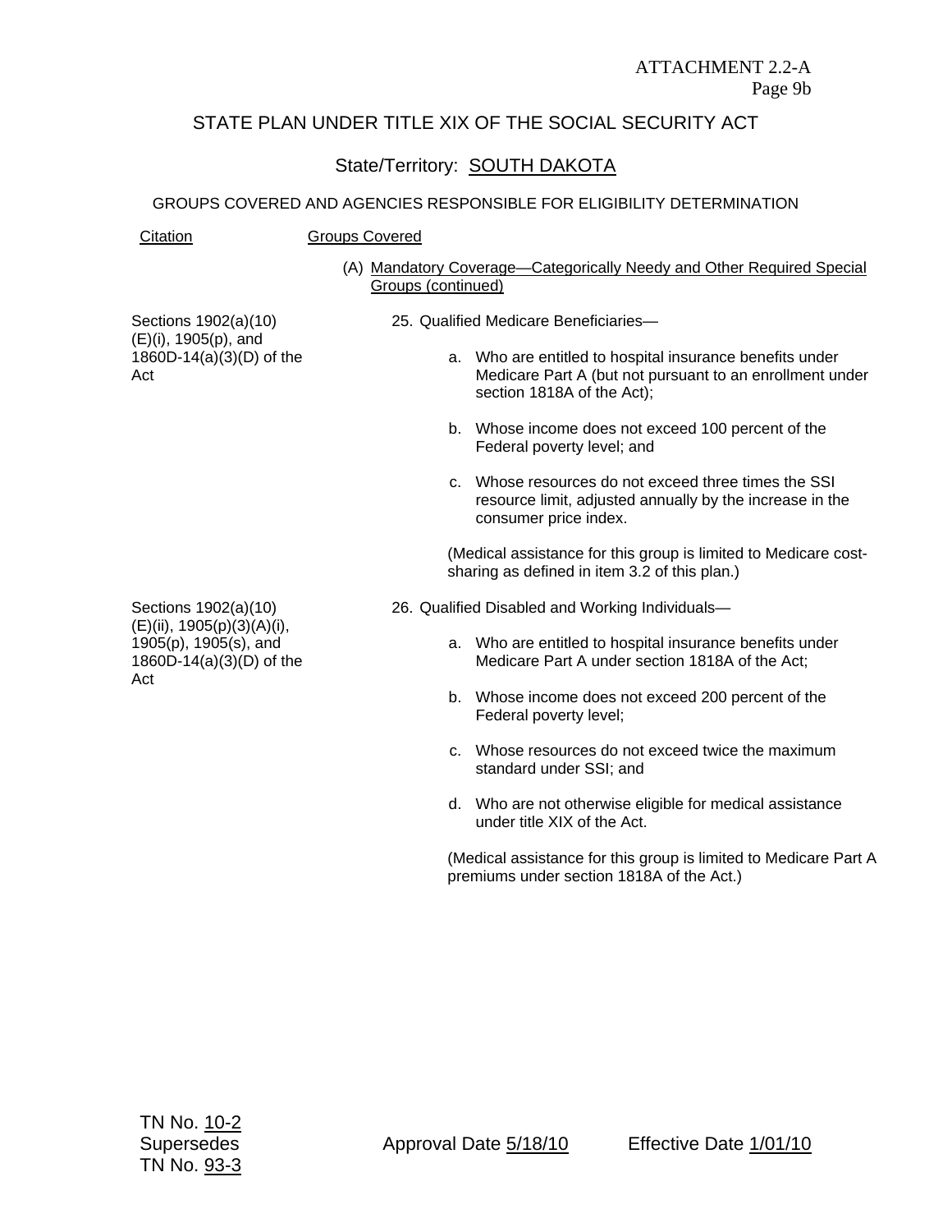ATTACHMENT 2.2-A
Page 9b

# STATE PLAN UNDER TITLE XIX OF THE SOCIAL SECURITY ACT

## State/Territory: SOUTH DAKOTA

### GROUPS COVERED AND AGENCIES RESPONSIBLE FOR ELIGIBILITY DETERMINATION

| Citation | Groups Covered |
|---|---|
| | (A) Mandatory Coverage—Categorically Needy and Other Required Special Groups (continued) |
| Sections 1902(a)(10)(E)(i), 1905(p), and 1860D-14(a)(3)(D) of the Act | 25. Qualified Medicare Beneficiaries—<br><br>a. Who are entitled to hospital insurance benefits under Medicare Part A (but not pursuant to an enrollment under section 1818A of the Act);<br><br>b. Whose income does not exceed 100 percent of the Federal poverty level; and<br><br>c. Whose resources do not exceed three times the SSI resource limit, adjusted annually by the increase in the consumer price index.<br><br>(Medical assistance for this group is limited to Medicare cost-sharing as defined in item 3.2 of this plan.) |
| Sections 1902(a)(10)(E)(ii), 1905(p)(3)(A)(i), 1905(p), 1905(s), and 1860D-14(a)(3)(D) of the Act | 26. Qualified Disabled and Working Individuals—<br><br>a. Who are entitled to hospital insurance benefits under Medicare Part A under section 1818A of the Act;<br><br>b. Whose income does not exceed 200 percent of the Federal poverty level;<br><br>c. Whose resources do not exceed twice the maximum standard under SSI; and<br><br>d. Who are not otherwise eligible for medical assistance under title XIX of the Act.<br><br>(Medical assistance for this group is limited to Medicare Part A premiums under section 1818A of the Act.) |

TN No. 10-2
Supersedes
TN No. 93-3

Approval Date 5/18/10

Effective Date 1/01/10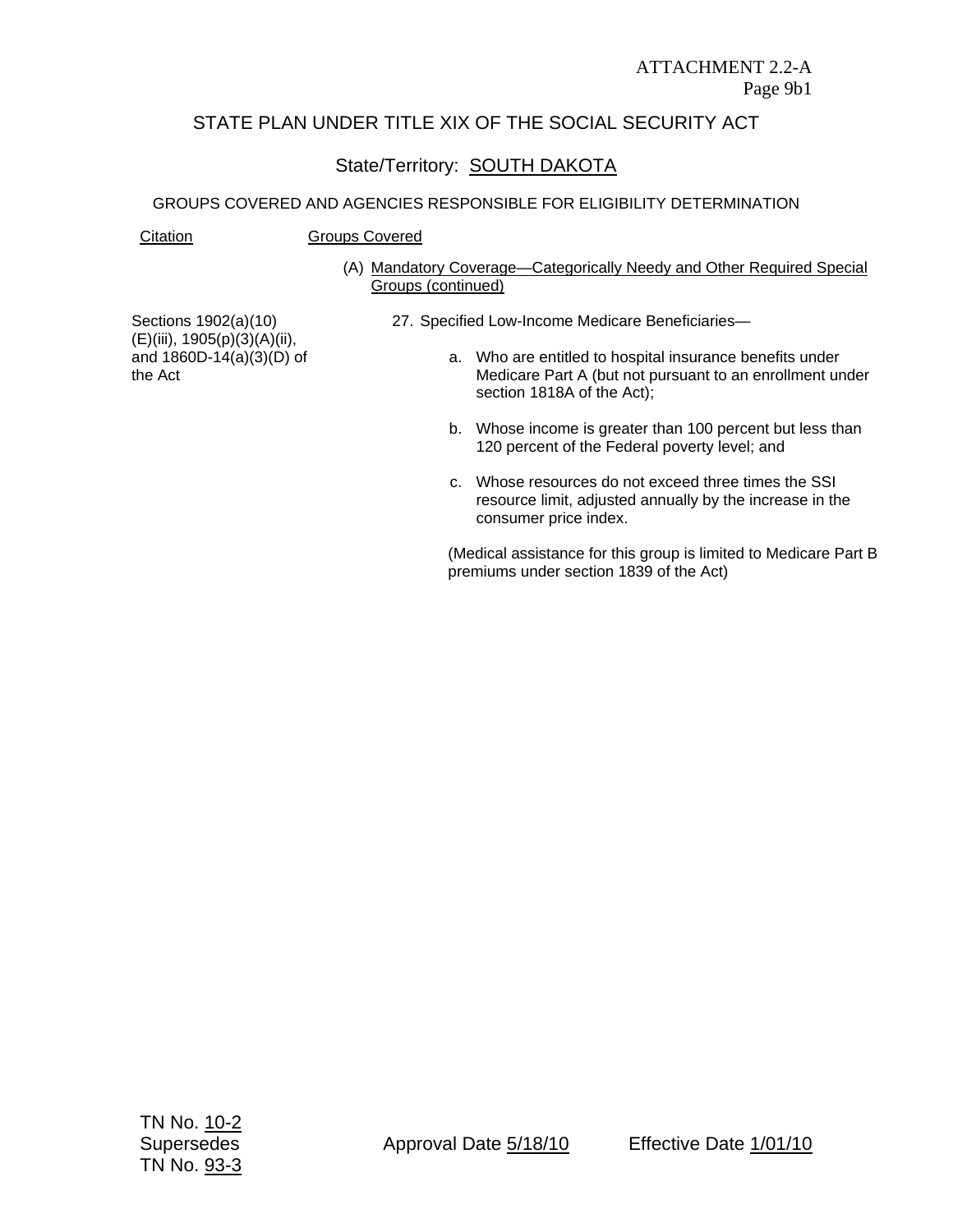ATTACHMENT 2.2-A
Page 9b1

# STATE PLAN UNDER TITLE XIX OF THE SOCIAL SECURITY ACT

## State/Territory: SOUTH DAKOTA

### GROUPS COVERED AND AGENCIES RESPONSIBLE FOR ELIGIBILITY DETERMINATION

| Citation | Groups Covered |
|---|---|
| | (A) Mandatory Coverage—Categorically Needy and Other Required Special Groups (continued) |
| Sections 1902(a)(10)(E)(iii), 1905(p)(3)(A)(ii), and 1860D-14(a)(3)(D) of the Act | 27. Specified Low-Income Medicare Beneficiaries—<br><br>a. Who are entitled to hospital insurance benefits under Medicare Part A (but not pursuant to an enrollment under section 1818A of the Act);<br><br>b. Whose income is greater than 100 percent but less than 120 percent of the Federal poverty level; and<br><br>c. Whose resources do not exceed three times the SSI resource limit, adjusted annually by the increase in the consumer price index.<br><br>(Medical assistance for this group is limited to Medicare Part B premiums under section 1839 of the Act) |

TN No. 10-2
Supersedes
TN No. 93-3

Approval Date 5/18/10

Effective Date 1/01/10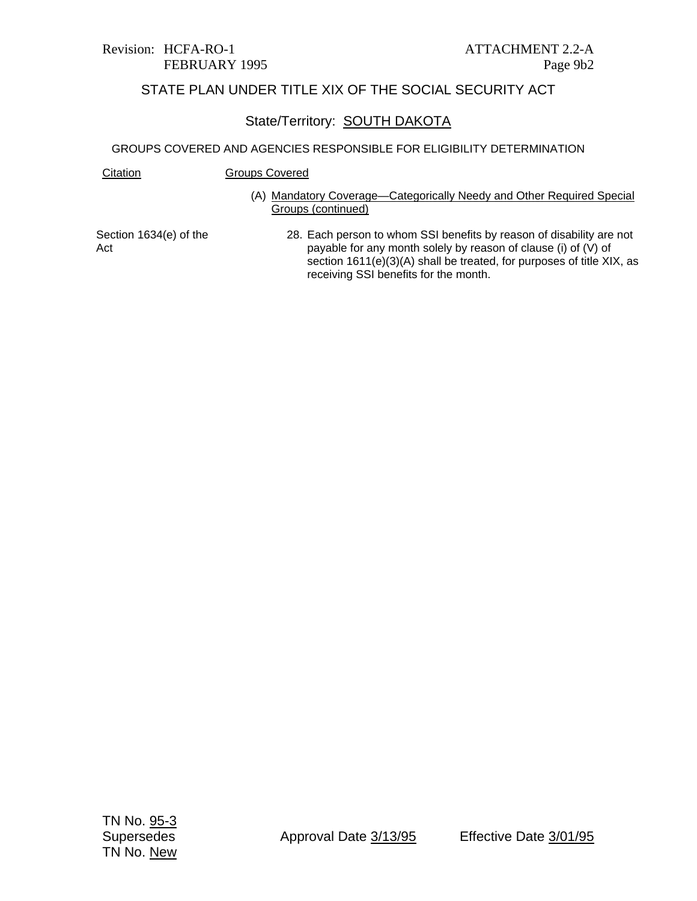Revision: HCFA-RO-1
FEBRUARY 1995

ATTACHMENT 2.2-A
Page 9b2

## STATE PLAN UNDER TITLE XIX OF THE SOCIAL SECURITY ACT

State/Territory: SOUTH DAKOTA

GROUPS COVERED AND AGENCIES RESPONSIBLE FOR ELIGIBILITY DETERMINATION

| Citation | Groups Covered |
| --- | --- |
| | (A) Mandatory Coverage—Categorically Needy and Other Required Special Groups (continued) |
| Section 1634(e) of the Act | 28. Each person to whom SSI benefits by reason of disability are not payable for any month solely by reason of clause (i) of (V) of section 1611(e)(3)(A) shall be treated, for purposes of title XIX, as receiving SSI benefits for the month. |

TN No. 95-3
Supersedes
TN No. New

Approval Date 3/13/95

Effective Date 3/01/95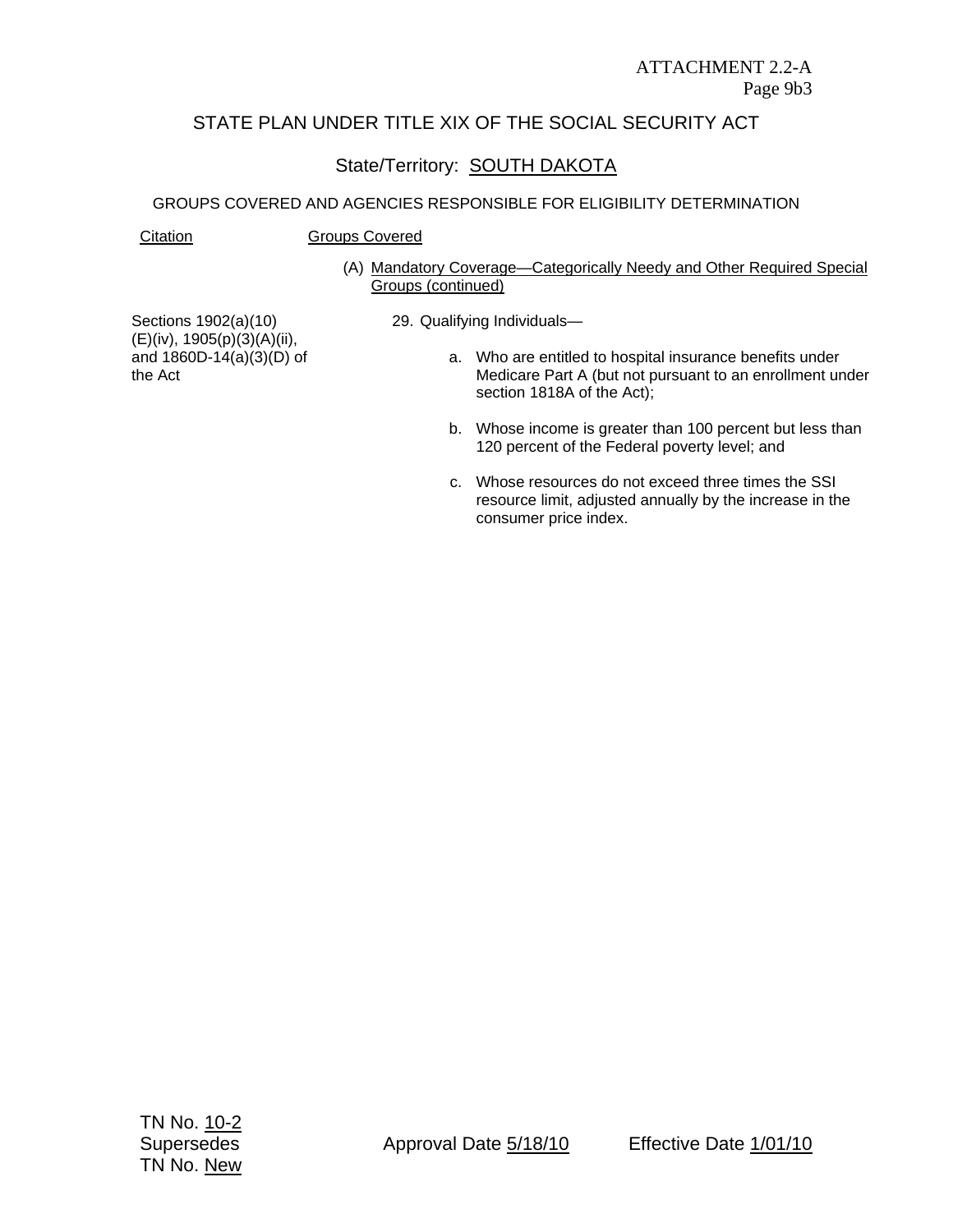ATTACHMENT 2.2-A
Page 9b3

## STATE PLAN UNDER TITLE XIX OF THE SOCIAL SECURITY ACT

### State/Territory: SOUTH DAKOTA

GROUPS COVERED AND AGENCIES RESPONSIBLE FOR ELIGIBILITY DETERMINATION

| Citation | Groups Covered |
|---|---|
| | (A) Mandatory Coverage—Categorically Needy and Other Required Special Groups (continued) |
| Sections 1902(a)(10)(E)(iv), 1905(p)(3)(A)(ii), and 1860D-14(a)(3)(D) of the Act | 29. Qualifying Individuals—<br><br>a. Who are entitled to hospital insurance benefits under Medicare Part A (but not pursuant to an enrollment under section 1818A of the Act);<br><br>b. Whose income is greater than 100 percent but less than 120 percent of the Federal poverty level; and<br><br>c. Whose resources do not exceed three times the SSI resource limit, adjusted annually by the increase in the consumer price index. |

TN No. 10-2
Supersedes
TN No. New

Approval Date 5/18/10

Effective Date 1/01/10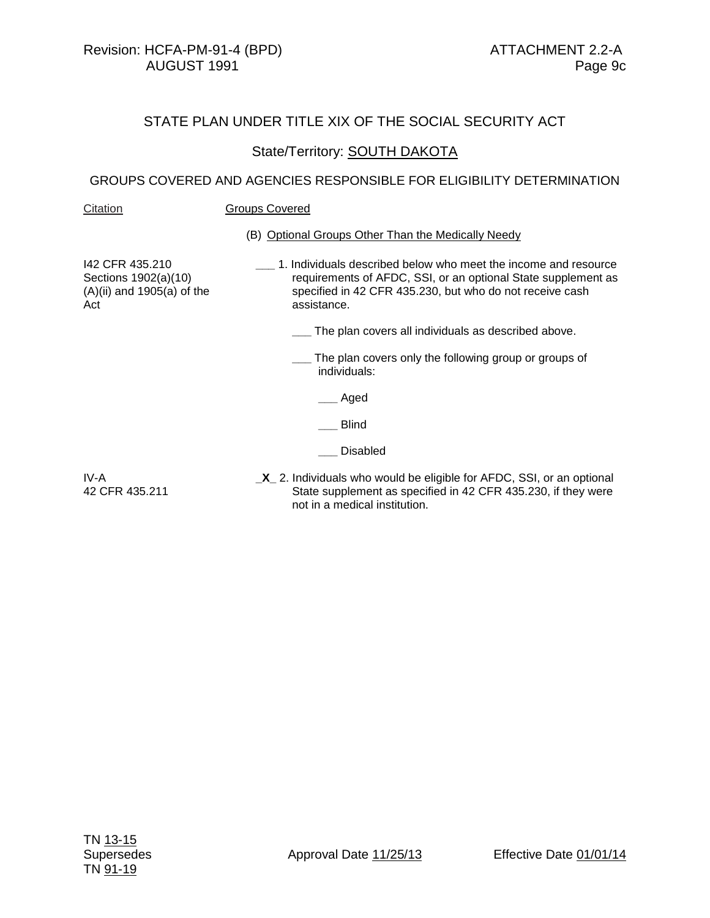Revision: HCFA-PM-91-4 (BPD) ATTACHMENT 2.2-A
AUGUST 1991

STATE PLAN UNDER TITLE XIX OF THE SOCIAL SECURITY ACT

State/Territory: SOUTH DAKOTA

GROUPS COVERED AND AGENCIES RESPONSIBLE FOR ELIGIBILITY DETERMINATION

| Citation | Groups Covered |
|---|---|
| | (B) Optional Groups Other Than the Medically Needy |
| I42 CFR 435.210 Sections 1902(a)(10)(A)(ii) and 1905(a) of the Act | ___ 1. Individuals described below who meet the income and resource requirements of AFDC, SSI, or an optional State supplement as specified in 42 CFR 435.230, but who do not receive cash assistance. |
| | ___ The plan covers all individuals as described above. |
| | ___ The plan covers only the following group or groups of individuals: |
| | ___ Aged |
| | ___ Blind |
| | ___ Disabled |
| IV-A 42 CFR 435.211 | _**X**_ 2. Individuals who would be eligible for AFDC, SSI, or an optional State supplement as specified in 42 CFR 435.230, if they were not in a medical institution. |

TN 13-15
Supersedes
TN 91-19

Approval Date 11/25/13

Effective Date 01/01/14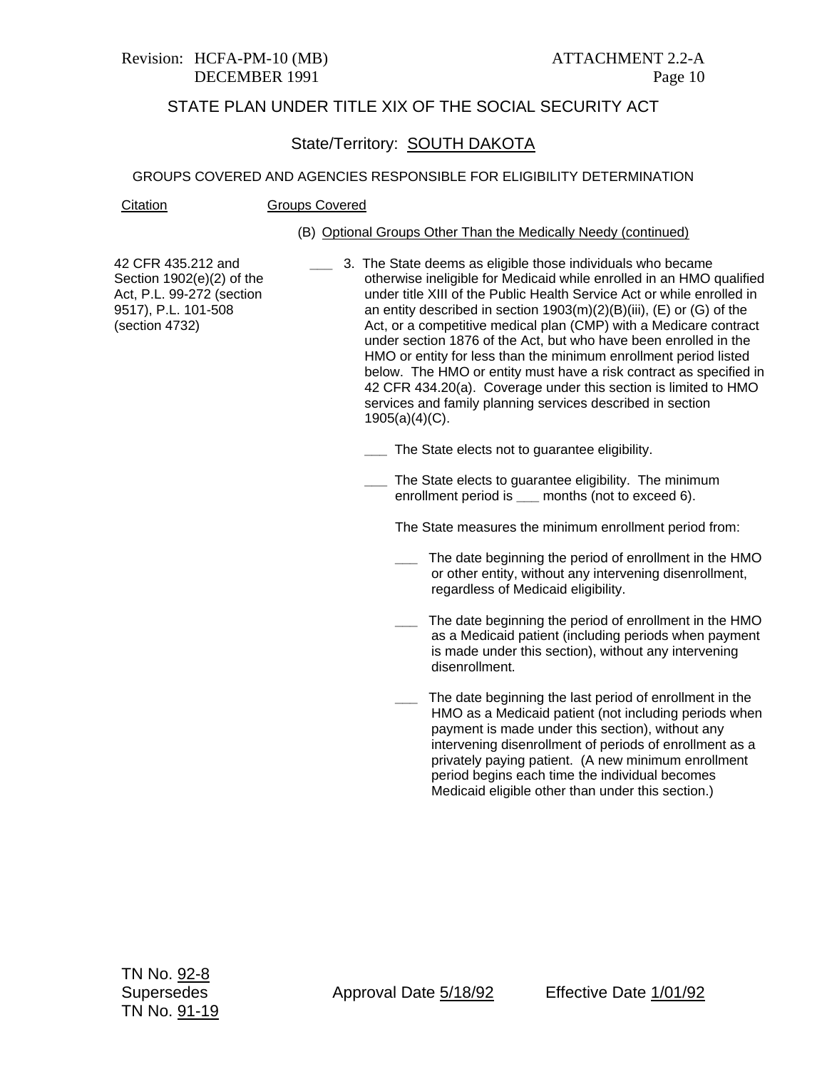STATE PLAN UNDER TITLE XIX OF THE SOCIAL SECURITY ACT

State/Territory: SOUTH DAKOTA

GROUPS COVERED AND AGENCIES RESPONSIBLE FOR ELIGIBILITY DETERMINATION

| Citation | Groups Covered |
|---|---|
| | (B) Optional Groups Other Than the Medically Needy (continued) |
| 42 CFR 435.212 and Section 1902(e)(2) of the Act, P.L. 99-272 (section 9517), P.L. 101-508 (section 4732) | ___ 3. The State deems as eligible those individuals who became otherwise ineligible for Medicaid while enrolled in an HMO qualified under title XIII of the Public Health Service Act or while enrolled in an entity described in section 1903(m)(2)(B)(iii), (E) or (G) of the Act, or a competitive medical plan (CMP) with a Medicare contract under section 1876 of the Act, but who have been enrolled in the HMO or entity for less than the minimum enrollment period listed below. The HMO or entity must have a risk contract as specified in 42 CFR 434.20(a). Coverage under this section is limited to HMO services and family planning services described in section 1905(a)(4)(C). |

___ The State elects not to guarantee eligibility.

___ The State elects to guarantee eligibility. The minimum enrollment period is ___ months (not to exceed 6).

The State measures the minimum enrollment period from:

___ The date beginning the period of enrollment in the HMO or other entity, without any intervening disenrollment, regardless of Medicaid eligibility.

___ The date beginning the period of enrollment in the HMO as a Medicaid patient (including periods when payment is made under this section), without any intervening disenrollment.

___ The date beginning the last period of enrollment in the HMO as a Medicaid patient (not including periods when payment is made under this section), without any intervening disenrollment of periods of enrollment as a privately paying patient. (A new minimum enrollment period begins each time the individual becomes Medicaid eligible other than under this section.)

TN No. 92-8
Supersedes
TN No. 91-19

Approval Date 5/18/92 Effective Date 1/01/92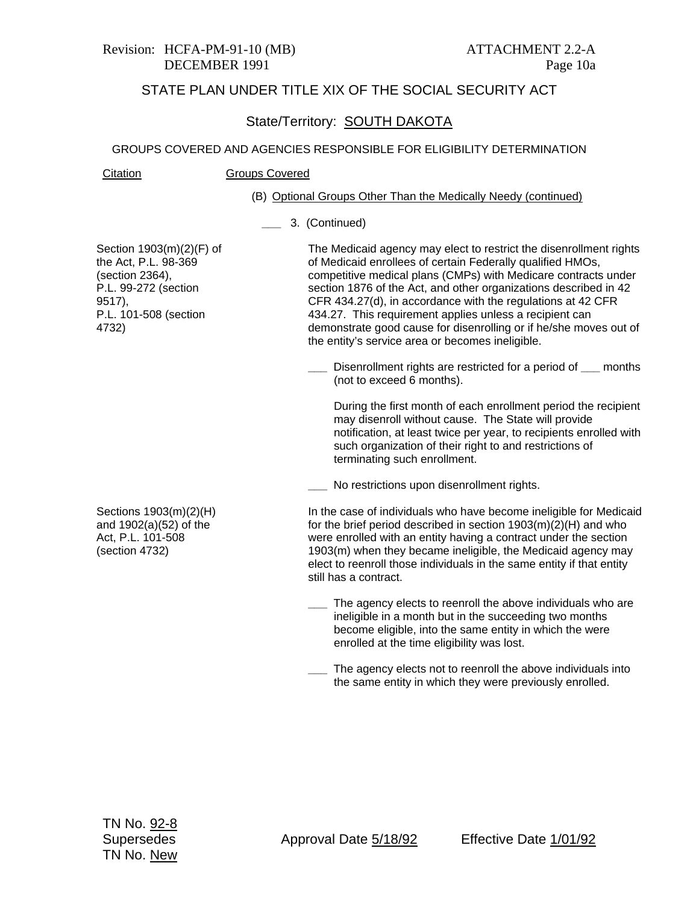Revision: HCFA-PM-91-10 (MB) DECEMBER 1991

ATTACHMENT 2.2-A
Page 10a

STATE PLAN UNDER TITLE XIX OF THE SOCIAL SECURITY ACT

State/Territory: SOUTH DAKOTA

GROUPS COVERED AND AGENCIES RESPONSIBLE FOR ELIGIBILITY DETERMINATION

| Citation | Groups Covered |
|---|---|
| | (B) Optional Groups Other Than the Medically Needy (continued) |
| | ___ 3. (Continued) |
| Section 1903(m)(2)(F) of the Act, P.L. 98-369 (section 2364), P.L. 99-272 (section 9517), P.L. 101-508 (section 4732) | The Medicaid agency may elect to restrict the disenrollment rights of Medicaid enrollees of certain Federally qualified HMOs, competitive medical plans (CMPs) with Medicare contracts under section 1876 of the Act, and other organizations described in 42 CFR 434.27(d), in accordance with the regulations at 42 CFR 434.27. This requirement applies unless a recipient can demonstrate good cause for disenrolling or if he/she moves out of the entity's service area or becomes ineligible. |
| | ___ Disenrollment rights are restricted for a period of ___ months (not to exceed 6 months). |
| | During the first month of each enrollment period the recipient may disenroll without cause. The State will provide notification, at least twice per year, to recipients enrolled with such organization of their right to and restrictions of terminating such enrollment. |
| | ___ No restrictions upon disenrollment rights. |
| Sections 1903(m)(2)(H) and 1902(a)(52) of the Act, P.L. 101-508 (section 4732) | In the case of individuals who have become ineligible for Medicaid for the brief period described in section 1903(m)(2)(H) and who were enrolled with an entity having a contract under the section 1903(m) when they became ineligible, the Medicaid agency may elect to reenroll those individuals in the same entity if that entity still has a contract. |
| | ___ The agency elects to reenroll the above individuals who are ineligible in a month but in the succeeding two months become eligible, into the same entity in which the were enrolled at the time eligibility was lost. |
| | ___ The agency elects not to reenroll the above individuals into the same entity in which they were previously enrolled. |

TN No. 92-8
Supersedes
TN No. New

Approval Date 5/18/92

Effective Date 1/01/92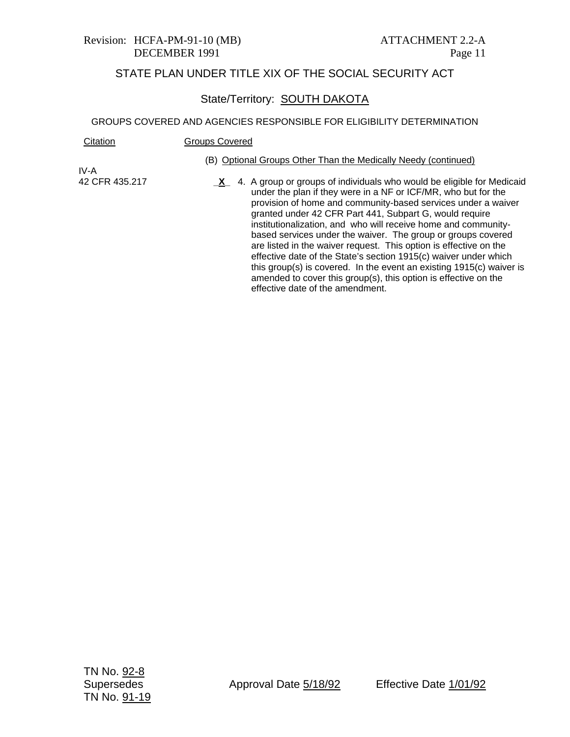STATE PLAN UNDER TITLE XIX OF THE SOCIAL SECURITY ACT

State/Territory: SOUTH DAKOTA

GROUPS COVERED AND AGENCIES RESPONSIBLE FOR ELIGIBILITY DETERMINATION

| Citation | Groups Covered |
|---|---|
| | (B) Optional Groups Other Than the Medically Needy (continued) |
| IV-A<br>42 CFR 435.217 | \_**X**\_ 4. A group or groups of individuals who would be eligible for Medicaid under the plan if they were in a NF or ICF/MR, who but for the provision of home and community-based services under a waiver granted under 42 CFR Part 441, Subpart G, would require institutionalization, and who will receive home and community-based services under the waiver. The group or groups covered are listed in the waiver request. This option is effective on the effective date of the State's section 1915(c) waiver under which this group(s) is covered. In the event an existing 1915(c) waiver is amended to cover this group(s), this option is effective on the effective date of the amendment. |

TN No. 92-8
Supersedes
TN No. 91-19

Approval Date 5/18/92

Effective Date 1/01/92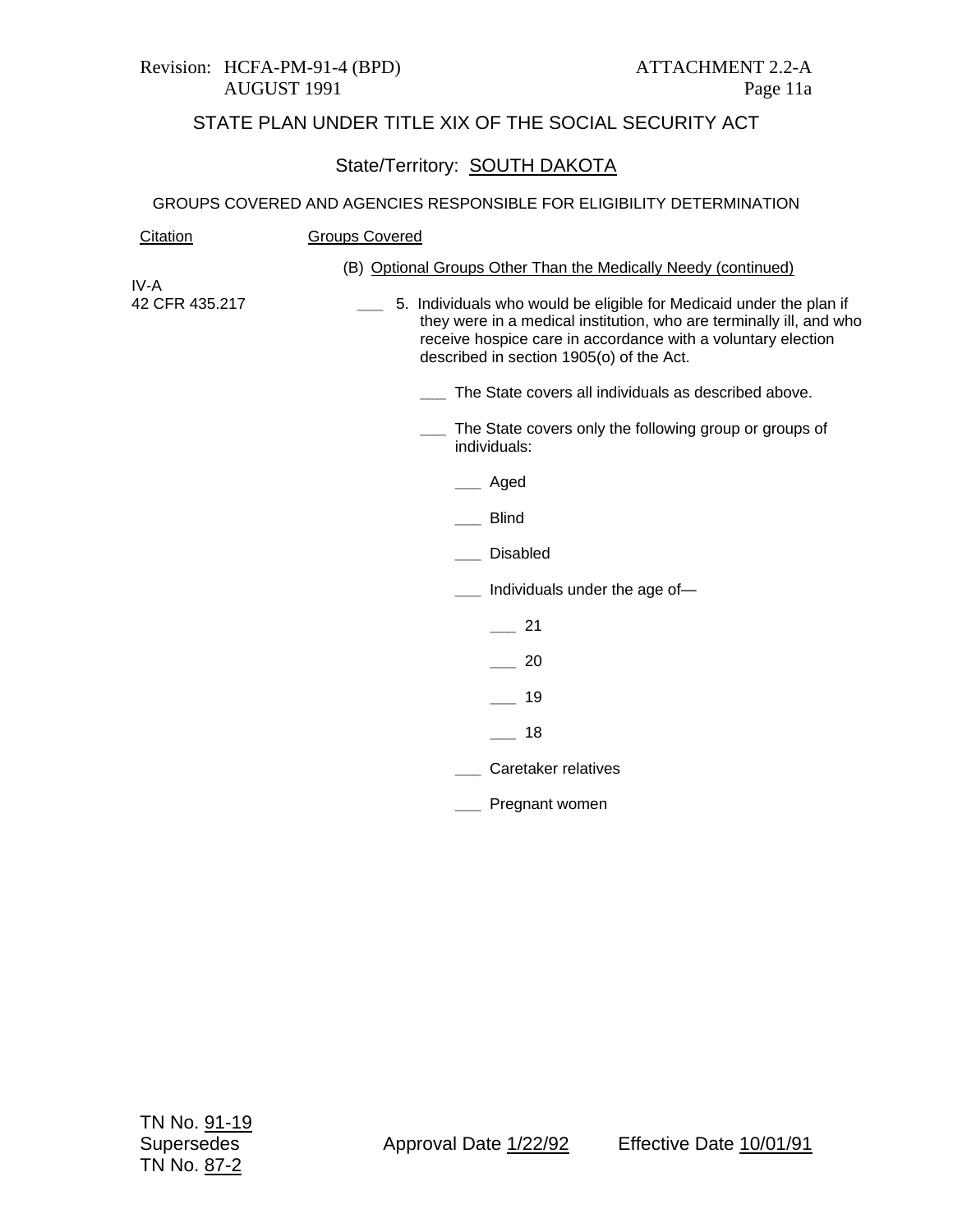Revision: HCFA-PM-91-4 (BPD)
AUGUST 1991

ATTACHMENT 2.2-A
Page 11a

## STATE PLAN UNDER TITLE XIX OF THE SOCIAL SECURITY ACT

State/Territory: SOUTH DAKOTA

### GROUPS COVERED AND AGENCIES RESPONSIBLE FOR ELIGIBILITY DETERMINATION

| Citation | Groups Covered |
|---|---|
| | (B) Optional Groups Other Than the Medically Needy (continued) |
| IV-A<br>42 CFR 435.217 | ___ 5. Individuals who would be eligible for Medicaid under the plan if they were in a medical institution, who are terminally ill, and who receive hospice care in accordance with a voluntary election described in section 1905(o) of the Act. |

___ The State covers all individuals as described above.

___ The State covers only the following group or groups of individuals:

- ___ Aged
- ___ Blind
- ___ Disabled
- ___ Individuals under the age of—
  - ___ 21
  - ___ 20
  - ___ 19
  - ___ 18
- ___ Caretaker relatives
- ___ Pregnant women

TN No. 91-19
Supersedes
TN No. 87-2

Approval Date 1/22/92

Effective Date 10/01/91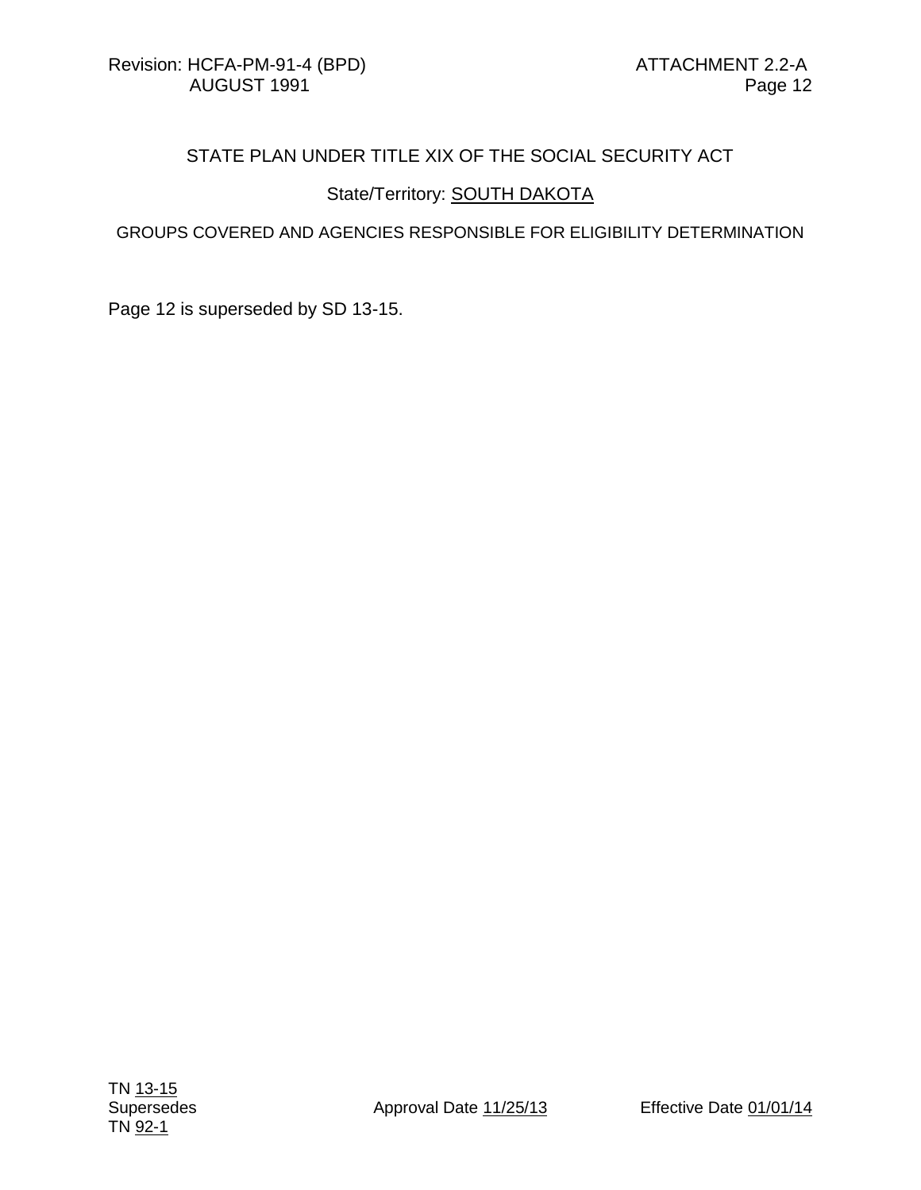STATE PLAN UNDER TITLE XIX OF THE SOCIAL SECURITY ACT

State/Territory: SOUTH DAKOTA

GROUPS COVERED AND AGENCIES RESPONSIBLE FOR ELIGIBILITY DETERMINATION

Page 12 is superseded by SD 13-15.

TN 13-15
Supersedes
TN 92-1

Approval Date 11/25/13

Effective Date 01/01/14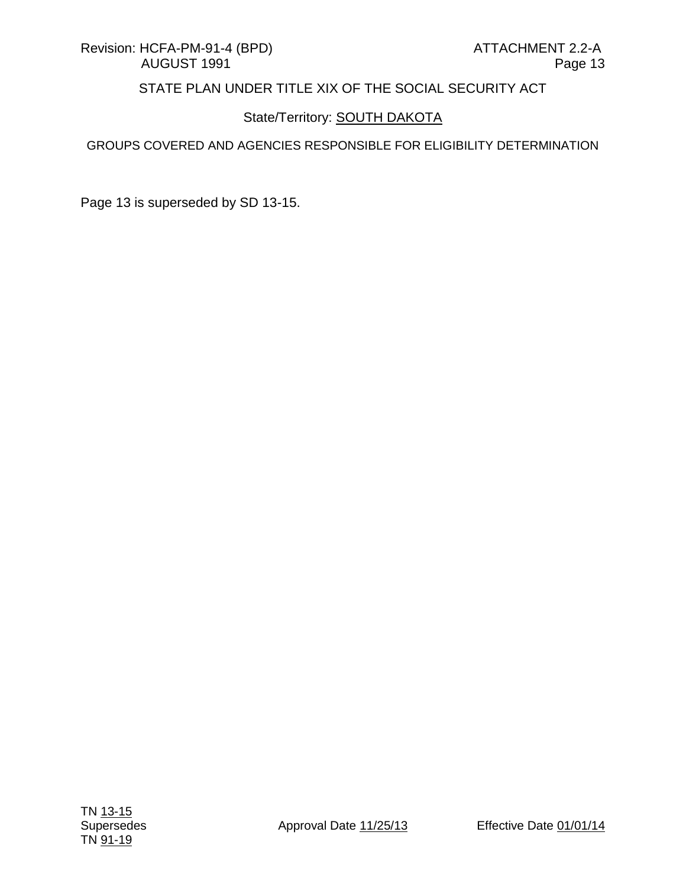Revision: HCFA-PM-91-4 (BPD) ATTACHMENT 2.2-A
AUGUST 1991 Page 13

STATE PLAN UNDER TITLE XIX OF THE SOCIAL SECURITY ACT

State/Territory: SOUTH DAKOTA

GROUPS COVERED AND AGENCIES RESPONSIBLE FOR ELIGIBILITY DETERMINATION

Page 13 is superseded by SD 13-15.

TN 13-15
Supersedes
TN 91-19

Approval Date 11/25/13

Effective Date 01/01/14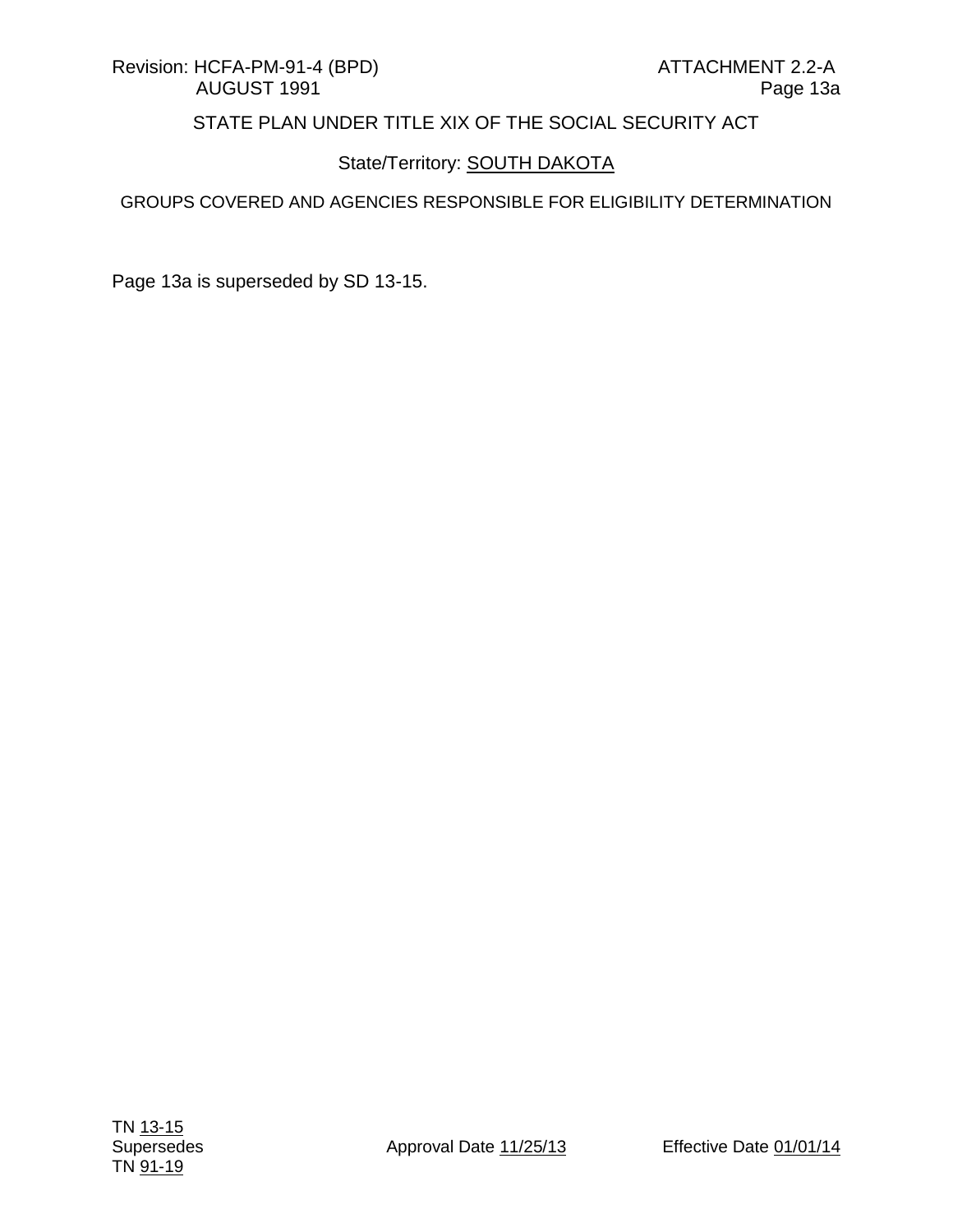STATE PLAN UNDER TITLE XIX OF THE SOCIAL SECURITY ACT

State/Territory: SOUTH DAKOTA

GROUPS COVERED AND AGENCIES RESPONSIBLE FOR ELIGIBILITY DETERMINATION

Page 13a is superseded by SD 13-15.

TN 13-15
Supersedes
TN 91-19

Approval Date 11/25/13

Effective Date 01/01/14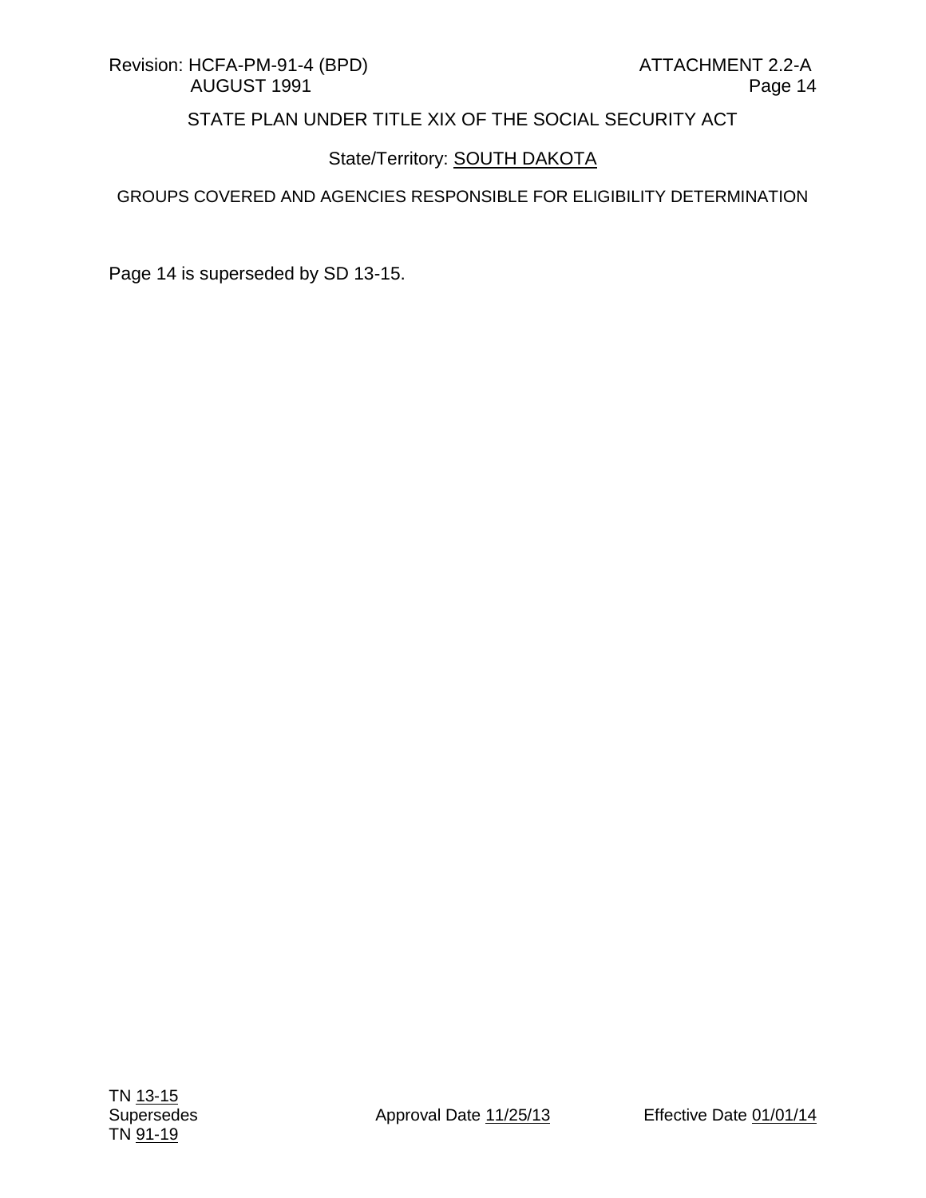STATE PLAN UNDER TITLE XIX OF THE SOCIAL SECURITY ACT

State/Territory: SOUTH DAKOTA

GROUPS COVERED AND AGENCIES RESPONSIBLE FOR ELIGIBILITY DETERMINATION

Page 14 is superseded by SD 13-15.

TN 13-15
Supersedes
TN 91-19

Approval Date 11/25/13

Effective Date 01/01/14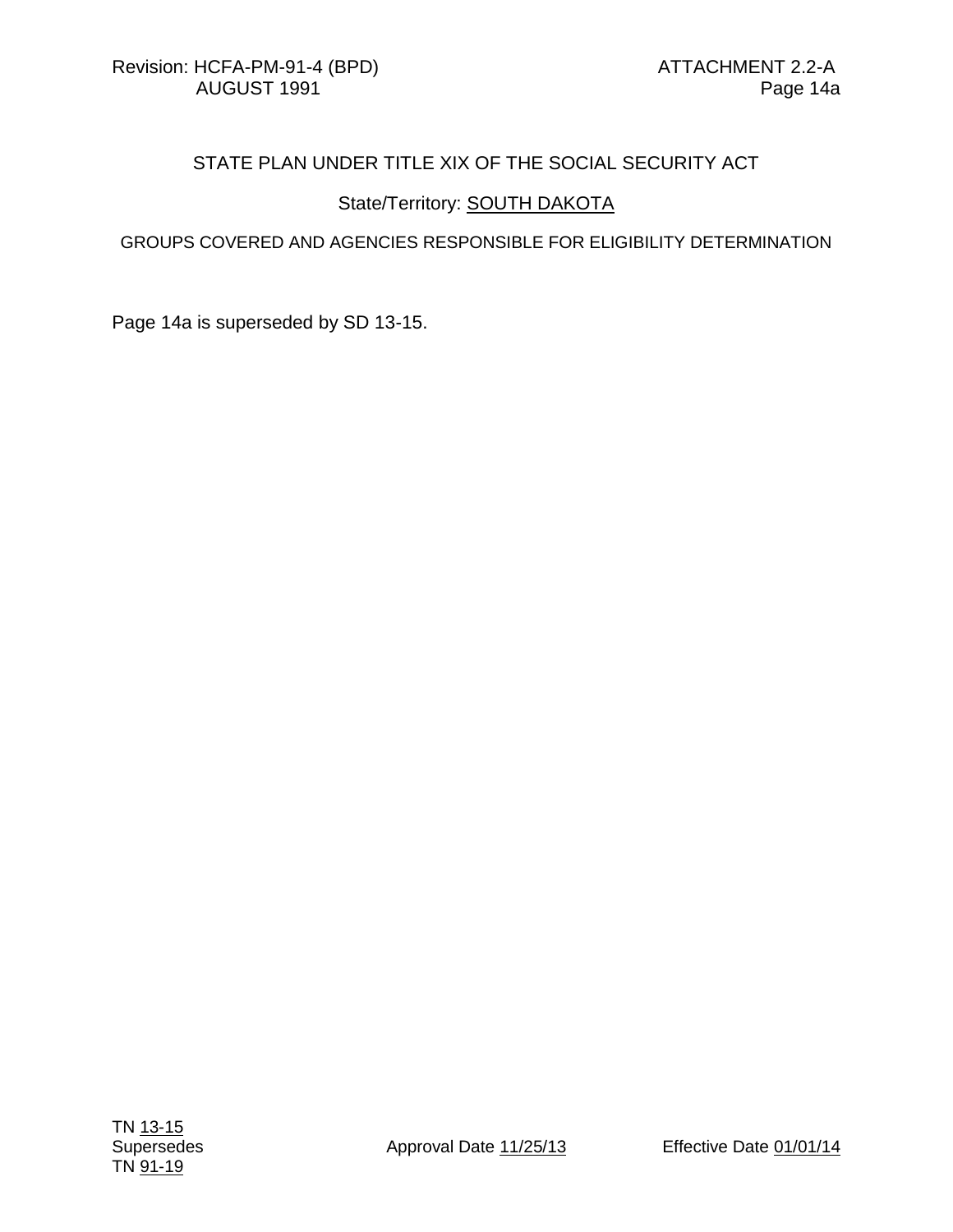Revision: HCFA-PM-91-4 (BPD) ATTACHMENT 2.2-A
AUGUST 1991 Page 14a

STATE PLAN UNDER TITLE XIX OF THE SOCIAL SECURITY ACT

State/Territory: SOUTH DAKOTA

GROUPS COVERED AND AGENCIES RESPONSIBLE FOR ELIGIBILITY DETERMINATION

Page 14a is superseded by SD 13-15.

TN 13-15
Supersedes
TN 91-19

Approval Date 11/25/13

Effective Date 01/01/14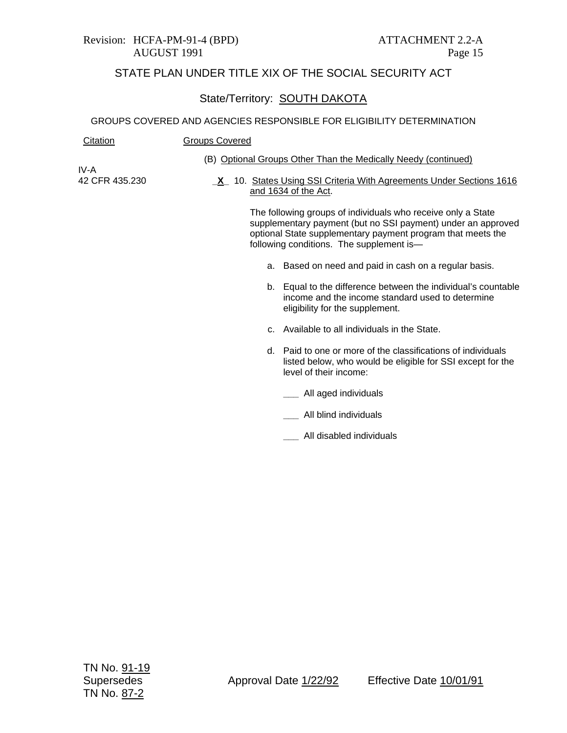Revision: HCFA-PM-91-4 (BPD) AUGUST 1991

ATTACHMENT 2.2-A
Page 15

STATE PLAN UNDER TITLE XIX OF THE SOCIAL SECURITY ACT

State/Territory: SOUTH DAKOTA

GROUPS COVERED AND AGENCIES RESPONSIBLE FOR ELIGIBILITY DETERMINATION

| Citation | Groups Covered |
|---|---|
| | (B) Optional Groups Other Than the Medically Needy (continued) |
| IV-A<br>42 CFR 435.230 | _X_ 10. States Using SSI Criteria With Agreements Under Sections 1616 and 1634 of the Act. |

The following groups of individuals who receive only a State supplementary payment (but no SSI payment) under an approved optional State supplementary payment program that meets the following conditions. The supplement is—

a. Based on need and paid in cash on a regular basis.

b. Equal to the difference between the individual's countable income and the income standard used to determine eligibility for the supplement.

c. Available to all individuals in the State.

d. Paid to one or more of the classifications of individuals listed below, who would be eligible for SSI except for the level of their income:

___ All aged individuals

___ All blind individuals

___ All disabled individuals

TN No. 91-19
Supersedes
TN No. 87-2

Approval Date 1/22/92

Effective Date 10/01/91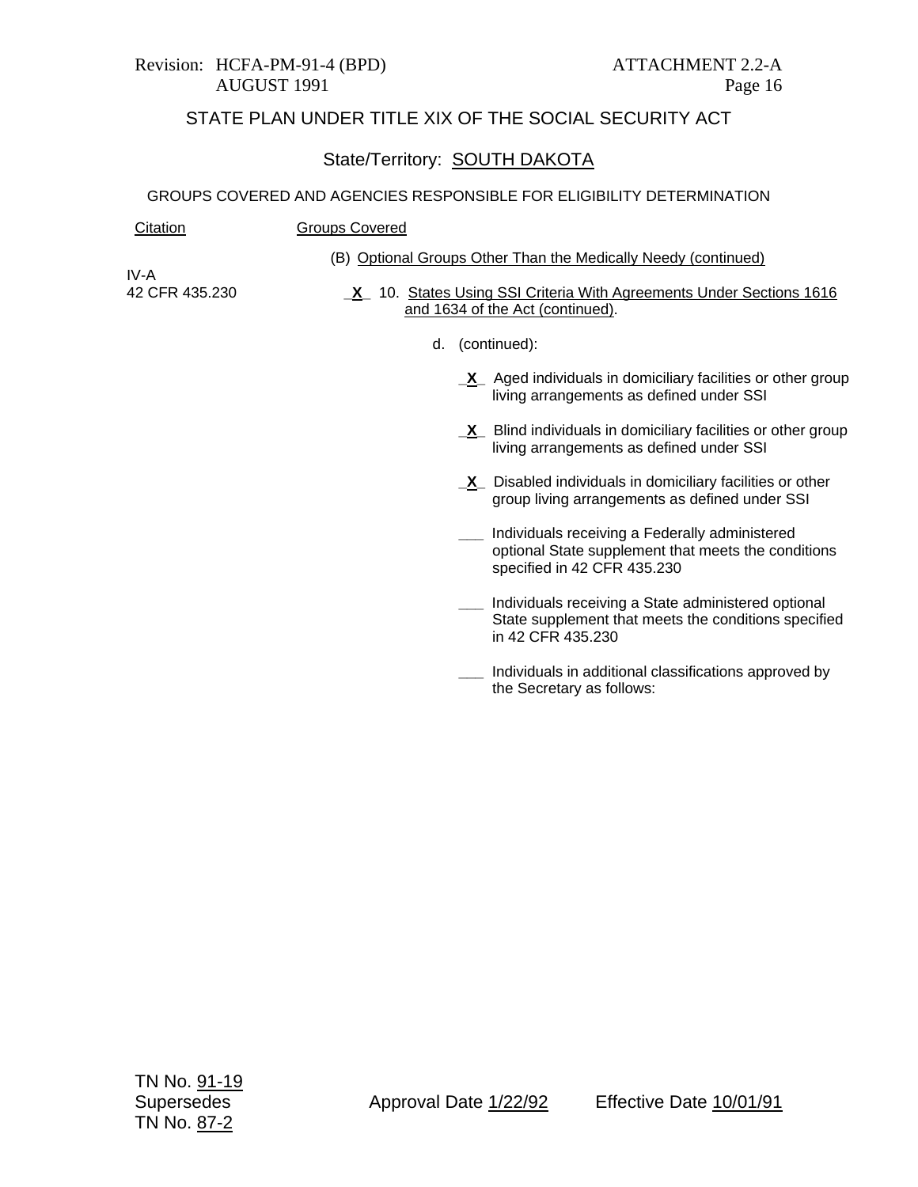STATE PLAN UNDER TITLE XIX OF THE SOCIAL SECURITY ACT

State/Territory: SOUTH DAKOTA

GROUPS COVERED AND AGENCIES RESPONSIBLE FOR ELIGIBILITY DETERMINATION

| Citation | Groups Covered |
|---|---|
| | (B) Optional Groups Other Than the Medically Needy (continued) |
| IV-A 42 CFR 435.230 | _X_ 10. States Using SSI Criteria With Agreements Under Sections 1616 and 1634 of the Act (continued). |

d. (continued):

_X_ Aged individuals in domiciliary facilities or other group living arrangements as defined under SSI

_X_ Blind individuals in domiciliary facilities or other group living arrangements as defined under SSI

_X_ Disabled individuals in domiciliary facilities or other group living arrangements as defined under SSI

___ Individuals receiving a Federally administered optional State supplement that meets the conditions specified in 42 CFR 435.230

___ Individuals receiving a State administered optional State supplement that meets the conditions specified in 42 CFR 435.230

___ Individuals in additional classifications approved by the Secretary as follows:

TN No. 91-19
Supersedes
TN No. 87-2

Approval Date 1/22/92 Effective Date 10/01/91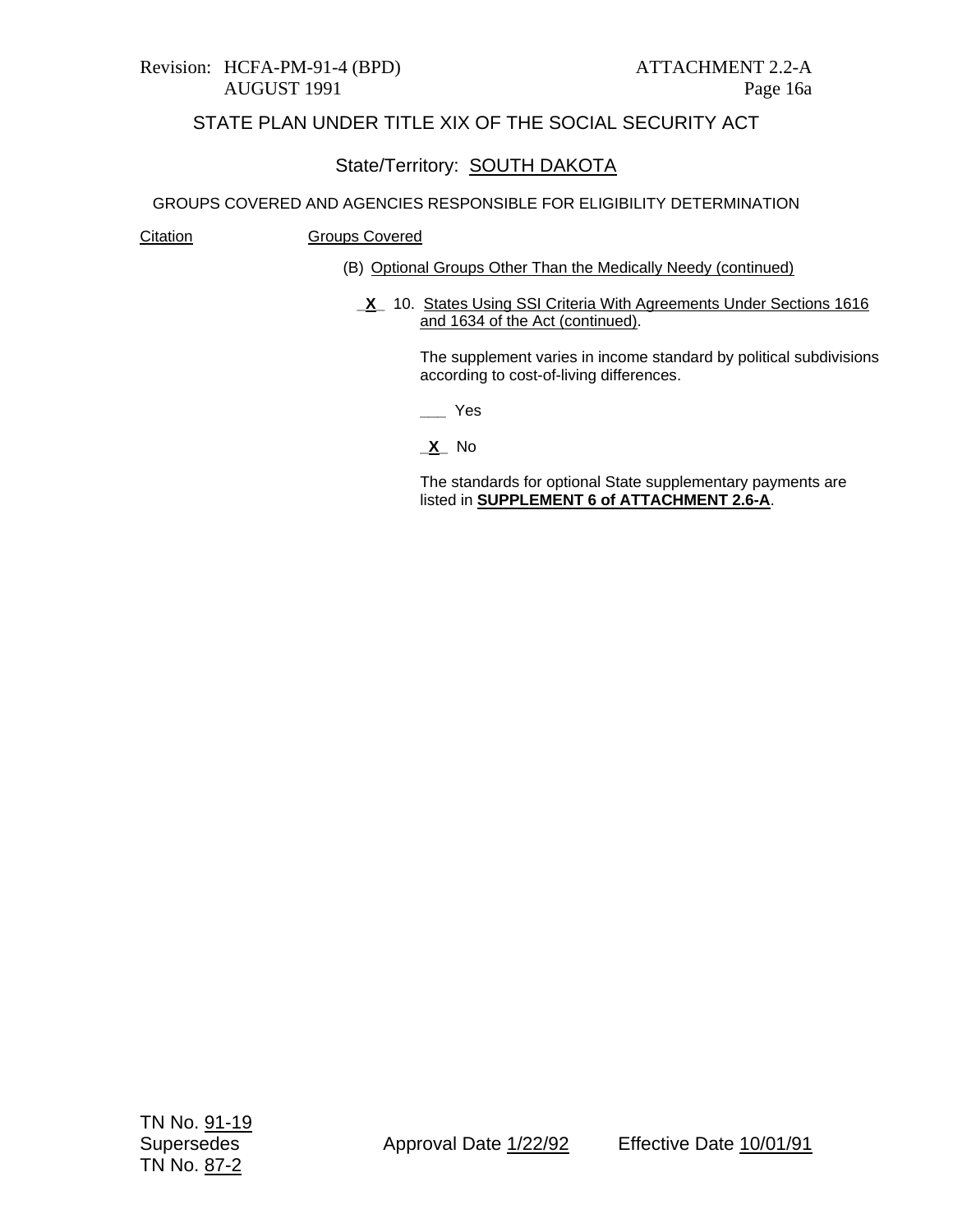Revision: HCFA-PM-91-4 (BPD) AUGUST 1991

ATTACHMENT 2.2-A
Page 16a

# STATE PLAN UNDER TITLE XIX OF THE SOCIAL SECURITY ACT

## State/Territory: SOUTH DAKOTA

GROUPS COVERED AND AGENCIES RESPONSIBLE FOR ELIGIBILITY DETERMINATION

| Citation | Groups Covered |
| --- | --- |

(B) Optional Groups Other Than the Medically Needy (continued)

_**X**_ 10. States Using SSI Criteria With Agreements Under Sections 1616 and 1634 of the Act (continued).

The supplement varies in income standard by political subdivisions according to cost-of-living differences.

___ Yes

_**X**_ No

The standards for optional State supplementary payments are listed in **SUPPLEMENT 6 of ATTACHMENT 2.6-A**.

TN No. 91-19
Supersedes
TN No. 87-2

Approval Date 1/22/92

Effective Date 10/01/91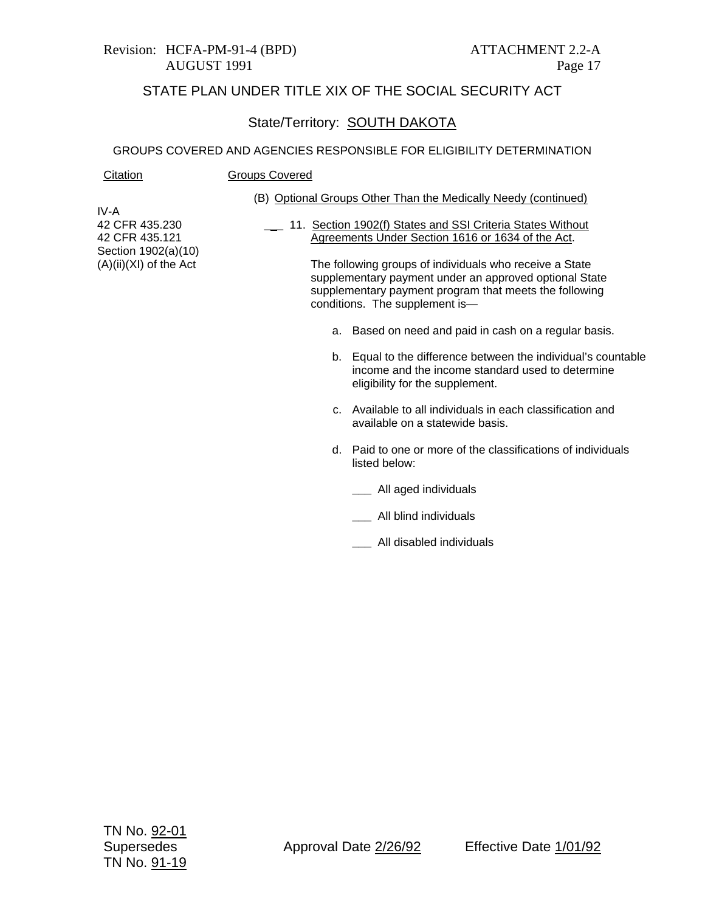Revision: HCFA-PM-91-4 (BPD) ATTACHMENT 2.2-A
AUGUST 1991

# STATE PLAN UNDER TITLE XIX OF THE SOCIAL SECURITY ACT

## State/Territory: SOUTH DAKOTA

### GROUPS COVERED AND AGENCIES RESPONSIBLE FOR ELIGIBILITY DETERMINATION

| Citation | Groups Covered |
|---|---|
| | (B) Optional Groups Other Than the Medically Needy (continued) |
| IV-A<br>42 CFR 435.230<br>42 CFR 435.121<br>Section 1902(a)(10)(A)(ii)(XI) of the Act | ___ 11. Section 1902(f) States and SSI Criteria States Without Agreements Under Section 1616 or 1634 of the Act. |

The following groups of individuals who receive a State supplementary payment under an approved optional State supplementary payment program that meets the following conditions. The supplement is—

a. Based on need and paid in cash on a regular basis.

b. Equal to the difference between the individual's countable income and the income standard used to determine eligibility for the supplement.

c. Available to all individuals in each classification and available on a statewide basis.

d. Paid to one or more of the classifications of individuals listed below:

___ All aged individuals

___ All blind individuals

___ All disabled individuals

TN No. 92-01
Supersedes
TN No. 91-19

Approval Date 2/26/92 Effective Date 1/01/92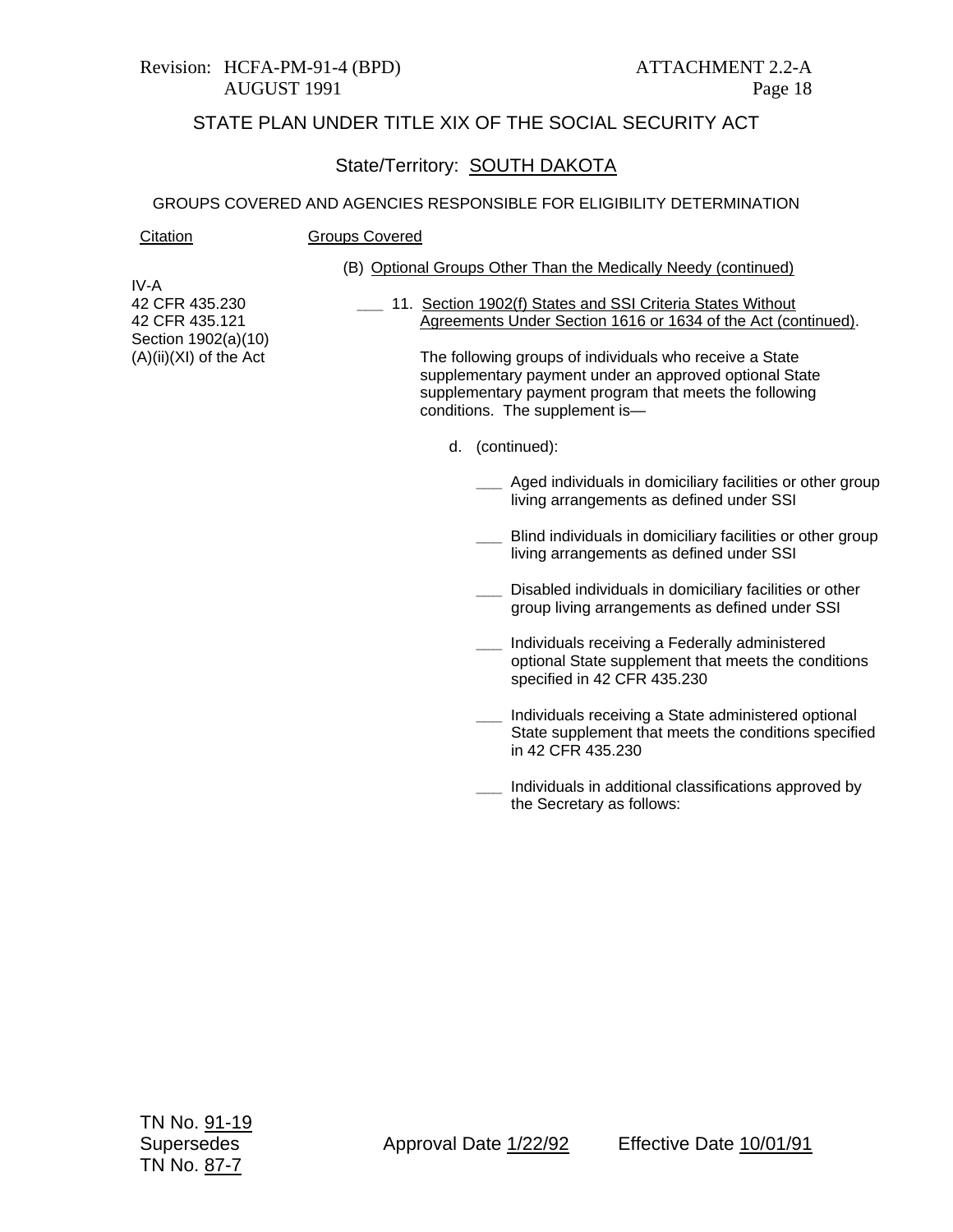Revision: HCFA-PM-91-4 (BPD) ATTACHMENT 2.2-A
AUGUST 1991

## STATE PLAN UNDER TITLE XIX OF THE SOCIAL SECURITY ACT

State/Territory: SOUTH DAKOTA

GROUPS COVERED AND AGENCIES RESPONSIBLE FOR ELIGIBILITY DETERMINATION

| Citation | Groups Covered |
|---|---|
| | (B) Optional Groups Other Than the Medically Needy (continued) |
| IV-A<br>42 CFR 435.230<br>42 CFR 435.121<br>Section 1902(a)(10)(A)(ii)(XI) of the Act | ___ 11. Section 1902(f) States and SSI Criteria States Without Agreements Under Section 1616 or 1634 of the Act (continued). |

The following groups of individuals who receive a State supplementary payment under an approved optional State supplementary payment program that meets the following conditions. The supplement is—

d. (continued):

___ Aged individuals in domiciliary facilities or other group living arrangements as defined under SSI

___ Blind individuals in domiciliary facilities or other group living arrangements as defined under SSI

___ Disabled individuals in domiciliary facilities or other group living arrangements as defined under SSI

___ Individuals receiving a Federally administered optional State supplement that meets the conditions specified in 42 CFR 435.230

___ Individuals receiving a State administered optional State supplement that meets the conditions specified in 42 CFR 435.230

___ Individuals in additional classifications approved by the Secretary as follows:

TN No. 91-19
Supersedes
TN No. 87-7

Approval Date 1/22/92 Effective Date 10/01/91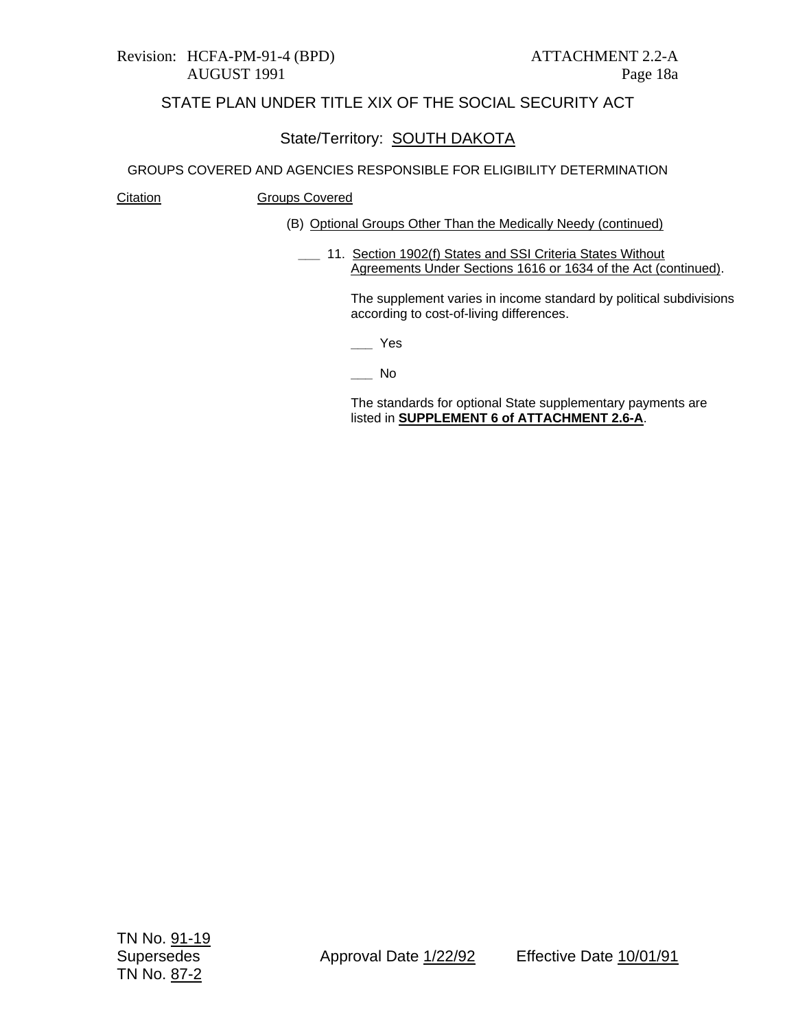Revision: HCFA-PM-91-4 (BPD)
AUGUST 1991

ATTACHMENT 2.2-A
Page 18a

STATE PLAN UNDER TITLE XIX OF THE SOCIAL SECURITY ACT

State/Territory: SOUTH DAKOTA

GROUPS COVERED AND AGENCIES RESPONSIBLE FOR ELIGIBILITY DETERMINATION

Citation    Groups Covered

(B) Optional Groups Other Than the Medically Needy (continued)

___ 11. Section 1902(f) States and SSI Criteria States Without Agreements Under Sections 1616 or 1634 of the Act (continued).

The supplement varies in income standard by political subdivisions according to cost-of-living differences.

___ Yes

___ No

The standards for optional State supplementary payments are listed in **SUPPLEMENT 6 of ATTACHMENT 2.6-A**.

TN No. 91-19
Supersedes
TN No. 87-2

Approval Date 1/22/92    Effective Date 10/01/91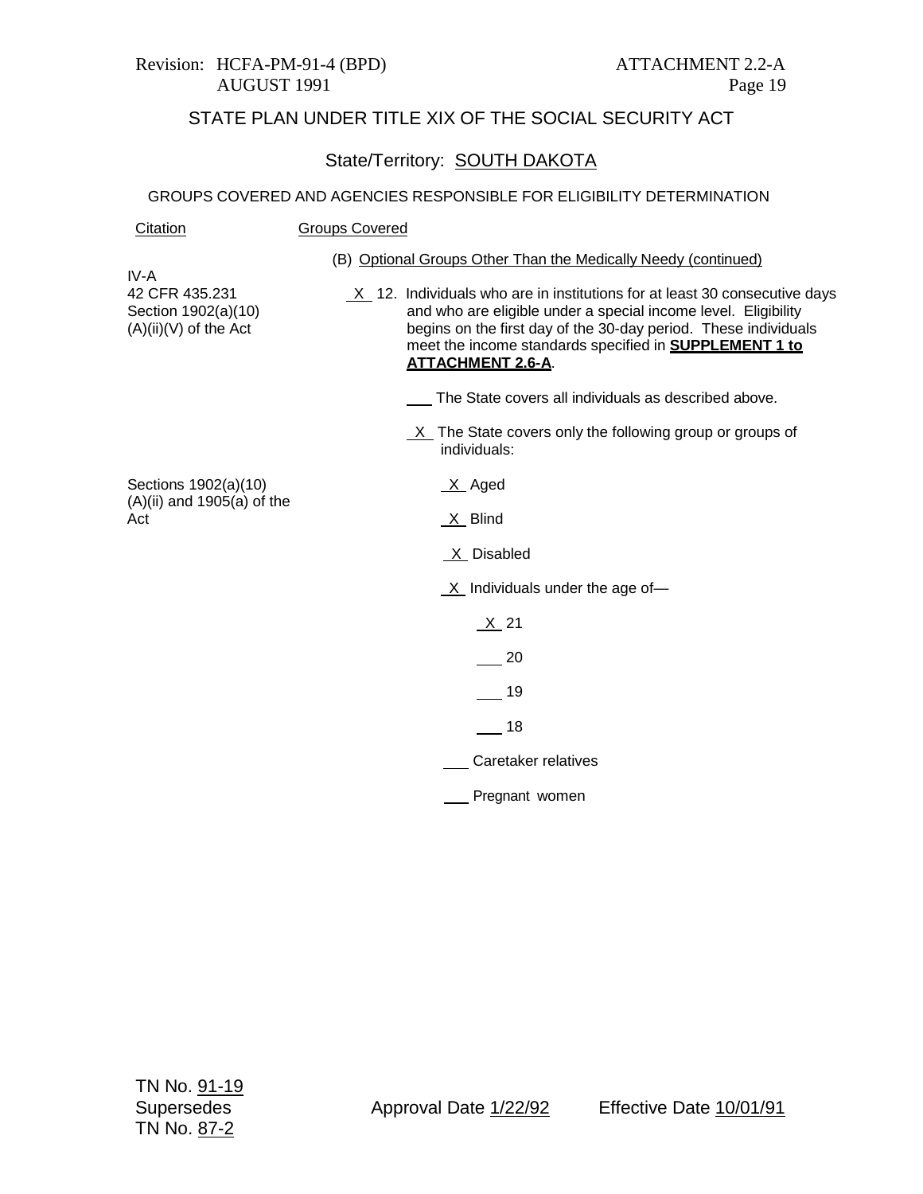Revision: HCFA-PM-91-4 (BPD)
AUGUST 1991

ATTACHMENT 2.2-A
Page 19

STATE PLAN UNDER TITLE XIX OF THE SOCIAL SECURITY ACT

State/Territory: SOUTH DAKOTA

GROUPS COVERED AND AGENCIES RESPONSIBLE FOR ELIGIBILITY DETERMINATION

| Citation | Groups Covered |
|---|---|
| | (B) Optional Groups Other Than the Medically Needy (continued) |
| IV-A<br>42 CFR 435.231<br>Section 1902(a)(10)(A)(ii)(V) of the Act | _X_ 12. Individuals who are in institutions for at least 30 consecutive days and who are eligible under a special income level. Eligibility begins on the first day of the 30-day period. These individuals meet the income standards specified in **SUPPLEMENT 1 to ATTACHMENT 2.6-A**. |
| | ___ The State covers all individuals as described above. |
| | _X_ The State covers only the following group or groups of individuals: |
| Sections 1902(a)(10)(A)(ii) and 1905(a) of the Act | _X_ Aged |
| | _X_ Blind |
| | _X_ Disabled |
| | _X_ Individuals under the age of— |
| | _X_ 21 |
| | ___ 20 |
| | ___ 19 |
| | ___ 18 |
| | ___ Caretaker relatives |
| | ___ Pregnant women |

TN No. 91-19
Supersedes
TN No. 87-2

Approval Date 1/22/92

Effective Date 10/01/91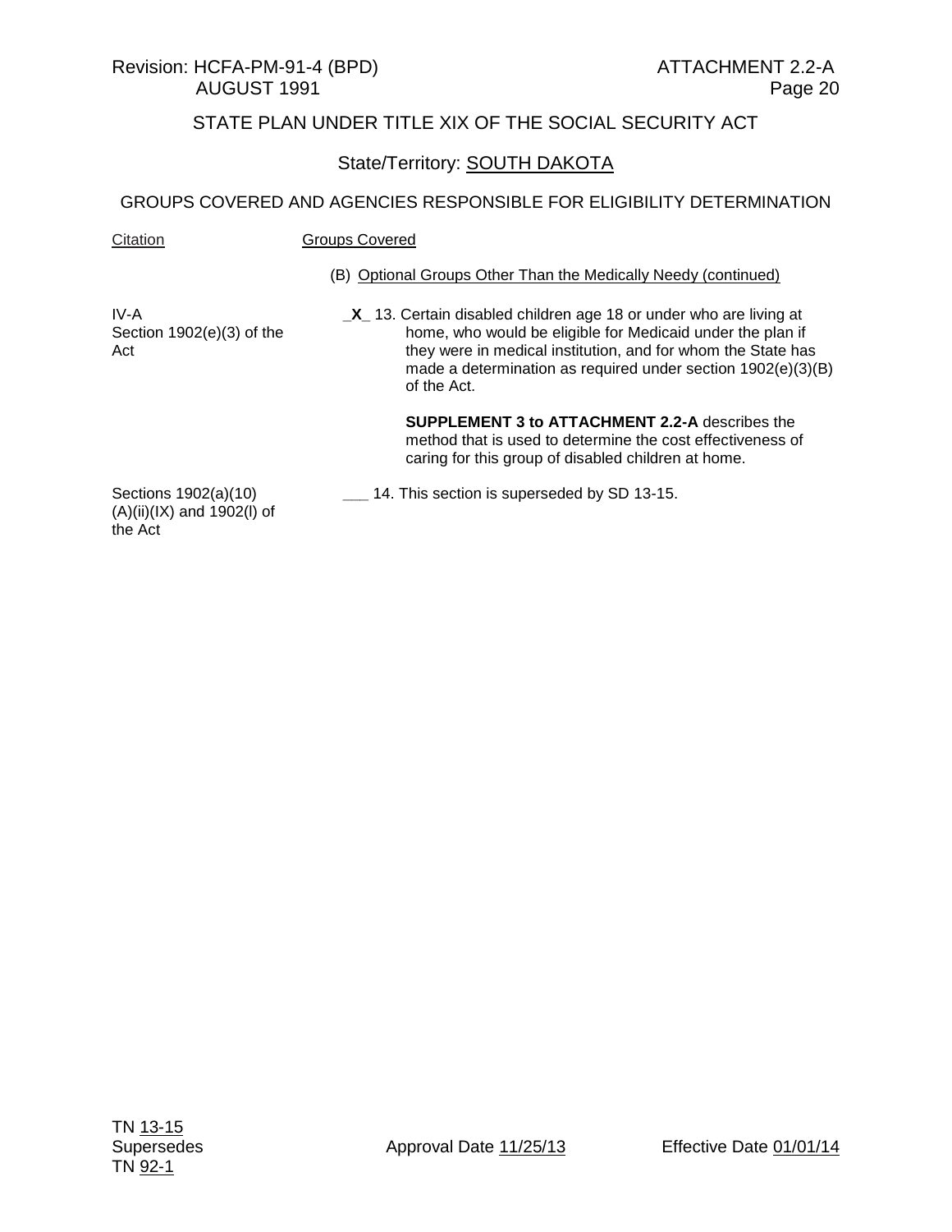Revision: HCFA-PM-91-4 (BPD) ATTACHMENT 2.2-A
AUGUST 1991 Page 20

STATE PLAN UNDER TITLE XIX OF THE SOCIAL SECURITY ACT

State/Territory: SOUTH DAKOTA

GROUPS COVERED AND AGENCIES RESPONSIBLE FOR ELIGIBILITY DETERMINATION

| Citation | Groups Covered |
|---|---|
| | (B) Optional Groups Other Than the Medically Needy (continued) |
| IV-A Section 1902(e)(3) of the Act | _**X**_ 13. Certain disabled children age 18 or under who are living at home, who would be eligible for Medicaid under the plan if they were in medical institution, and for whom the State has made a determination as required under section 1902(e)(3)(B) of the Act.<br><br>**SUPPLEMENT 3 to ATTACHMENT 2.2-A** describes the method that is used to determine the cost effectiveness of caring for this group of disabled children at home. |
| Sections 1902(a)(10)(A)(ii)(IX) and 1902(l) of the Act | ___ 14. This section is superseded by SD 13-15. |

TN 13-15
Supersedes
TN 92-1

Approval Date 11/25/13

Effective Date 01/01/14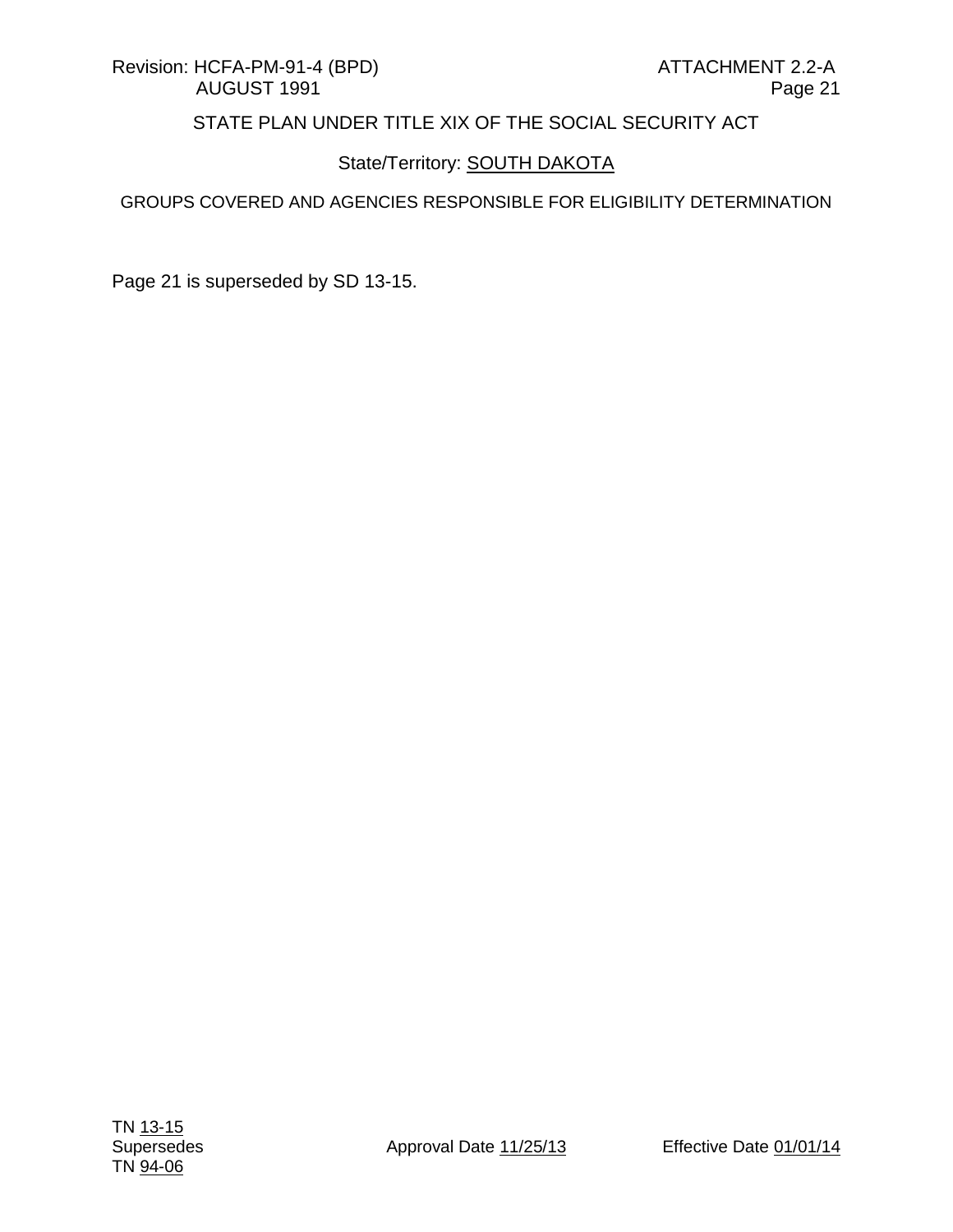Revision: HCFA-PM-91-4 (BPD) ATTACHMENT 2.2-A
AUGUST 1991 Page 21

STATE PLAN UNDER TITLE XIX OF THE SOCIAL SECURITY ACT

State/Territory: SOUTH DAKOTA

GROUPS COVERED AND AGENCIES RESPONSIBLE FOR ELIGIBILITY DETERMINATION

Page 21 is superseded by SD 13-15.

TN 13-15
Supersedes TN 94-06 Approval Date 11/25/13 Effective Date 01/01/14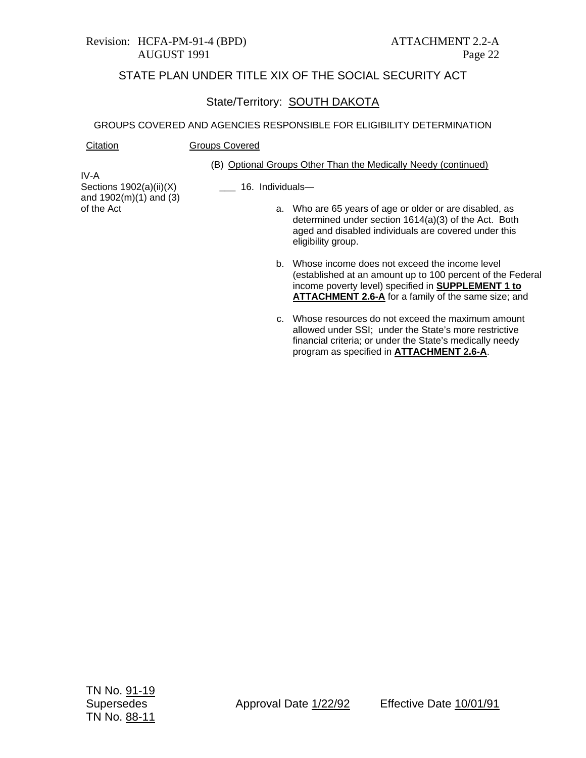STATE PLAN UNDER TITLE XIX OF THE SOCIAL SECURITY ACT

State/Territory: SOUTH DAKOTA

GROUPS COVERED AND AGENCIES RESPONSIBLE FOR ELIGIBILITY DETERMINATION

| Citation | Groups Covered |
|---|---|
| | (B) Optional Groups Other Than the Medically Needy (continued) |
| IV-A<br>Sections 1902(a)(ii)(X) and 1902(m)(1) and (3) of the Act | ___ 16. Individuals—<br><br>a. Who are 65 years of age or older or are disabled, as determined under section 1614(a)(3) of the Act. Both aged and disabled individuals are covered under this eligibility group.<br><br>b. Whose income does not exceed the income level (established at an amount up to 100 percent of the Federal income poverty level) specified in **SUPPLEMENT 1 to ATTACHMENT 2.6-A** for a family of the same size; and<br><br>c. Whose resources do not exceed the maximum amount allowed under SSI; under the State's more restrictive financial criteria; or under the State's medically needy program as specified in **ATTACHMENT 2.6-A**. |

TN No. 91-19
Supersedes
TN No. 88-11

Approval Date 1/22/92

Effective Date 10/01/91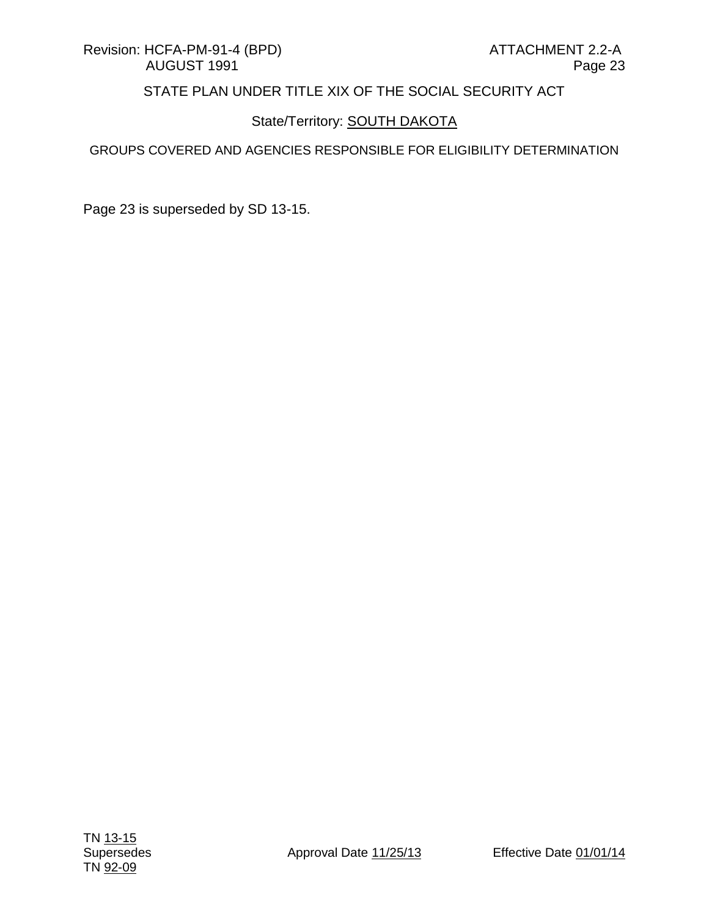Revision: HCFA-PM-91-4 (BPD) ATTACHMENT 2.2-A
AUGUST 1991

STATE PLAN UNDER TITLE XIX OF THE SOCIAL SECURITY ACT

State/Territory: SOUTH DAKOTA

GROUPS COVERED AND AGENCIES RESPONSIBLE FOR ELIGIBILITY DETERMINATION

Page 23 is superseded by SD 13-15.

TN 13-15
Supersedes
TN 92-09

Approval Date 11/25/13

Effective Date 01/01/14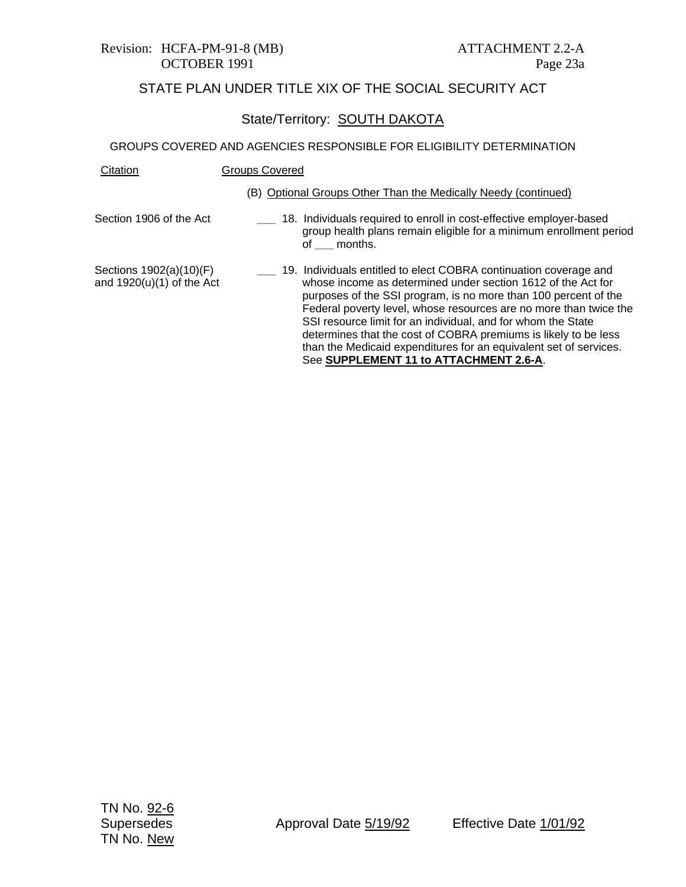Revision: HCFA-PM-91-8 (MB)
OCTOBER 1991

ATTACHMENT 2.2-A
Page 23a

## STATE PLAN UNDER TITLE XIX OF THE SOCIAL SECURITY ACT

State/Territory: SOUTH DAKOTA

### GROUPS COVERED AND AGENCIES RESPONSIBLE FOR ELIGIBILITY DETERMINATION

| Citation | Groups Covered |
|---|---|
| | (B) Optional Groups Other Than the Medically Needy (continued) |
| Section 1906 of the Act | ___ 18. Individuals required to enroll in cost-effective employer-based group health plans remain eligible for a minimum enrollment period of ___ months. |
| Sections 1902(a)(10)(F) and 1920(u)(1) of the Act | ___ 19. Individuals entitled to elect COBRA continuation coverage and whose income as determined under section 1612 of the Act for purposes of the SSI program, is no more than 100 percent of the Federal poverty level, whose resources are no more than twice the SSI resource limit for an individual, and for whom the State determines that the cost of COBRA premiums is likely to be less than the Medicaid expenditures for an equivalent set of services. See **SUPPLEMENT 11 to ATTACHMENT 2.6-A**. |

TN No. 92-6
Supersedes
TN No. New

Approval Date 5/19/92

Effective Date 1/01/92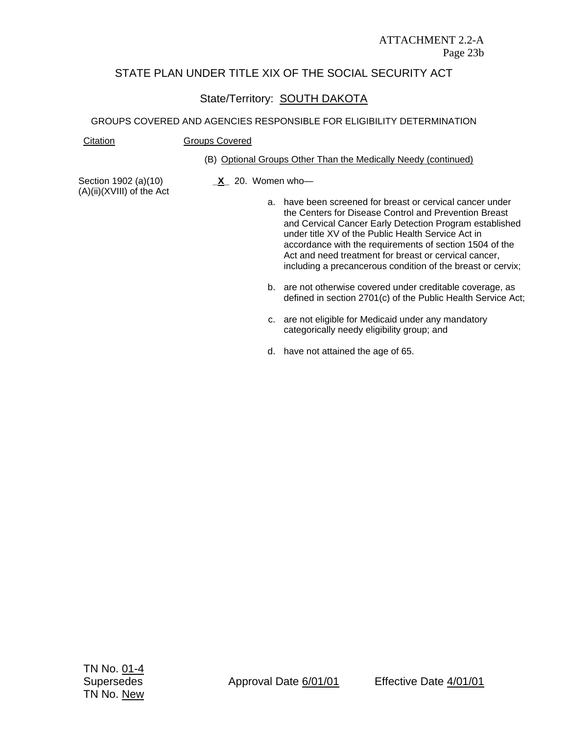ATTACHMENT 2.2-A
Page 23b

## STATE PLAN UNDER TITLE XIX OF THE SOCIAL SECURITY ACT

State/Territory: SOUTH DAKOTA

GROUPS COVERED AND AGENCIES RESPONSIBLE FOR ELIGIBILITY DETERMINATION

| Citation | Groups Covered |
|---|---|
| | (B) Optional Groups Other Than the Medically Needy (continued) |
| Section 1902 (a)(10)(A)(ii)(XVIII) of the Act | _X_ 20. Women who— |

a. have been screened for breast or cervical cancer under the Centers for Disease Control and Prevention Breast and Cervical Cancer Early Detection Program established under title XV of the Public Health Service Act in accordance with the requirements of section 1504 of the Act and need treatment for breast or cervical cancer, including a precancerous condition of the breast or cervix;

b. are not otherwise covered under creditable coverage, as defined in section 2701(c) of the Public Health Service Act;

c. are not eligible for Medicaid under any mandatory categorically needy eligibility group; and

d. have not attained the age of 65.

TN No. 01-4
Supersedes
TN No. New

Approval Date 6/01/01

Effective Date 4/01/01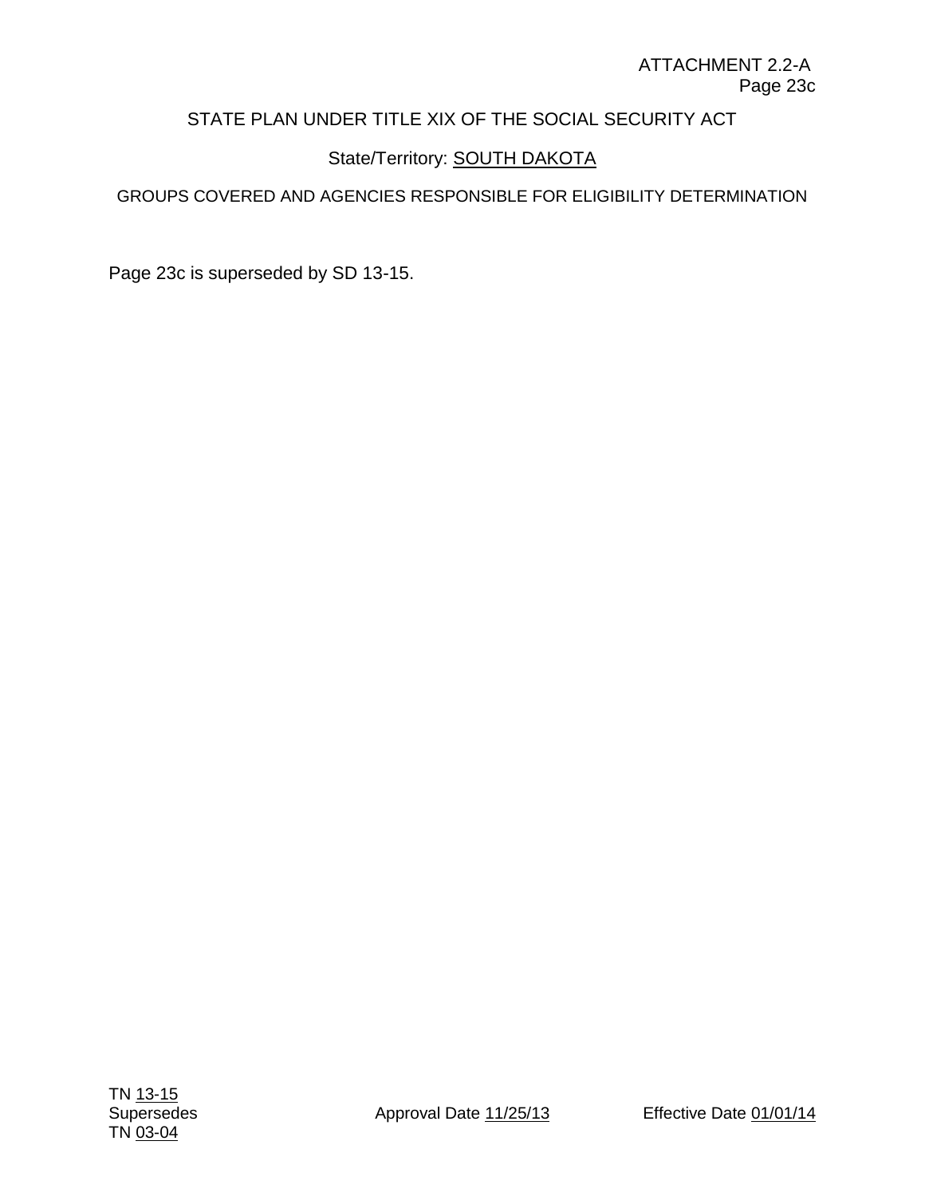ATTACHMENT 2.2-A
Page 23c

STATE PLAN UNDER TITLE XIX OF THE SOCIAL SECURITY ACT

State/Territory: SOUTH DAKOTA

GROUPS COVERED AND AGENCIES RESPONSIBLE FOR ELIGIBILITY DETERMINATION

Page 23c is superseded by SD 13-15.

TN 13-15
Supersedes
TN 03-04

Approval Date 11/25/13

Effective Date 01/01/14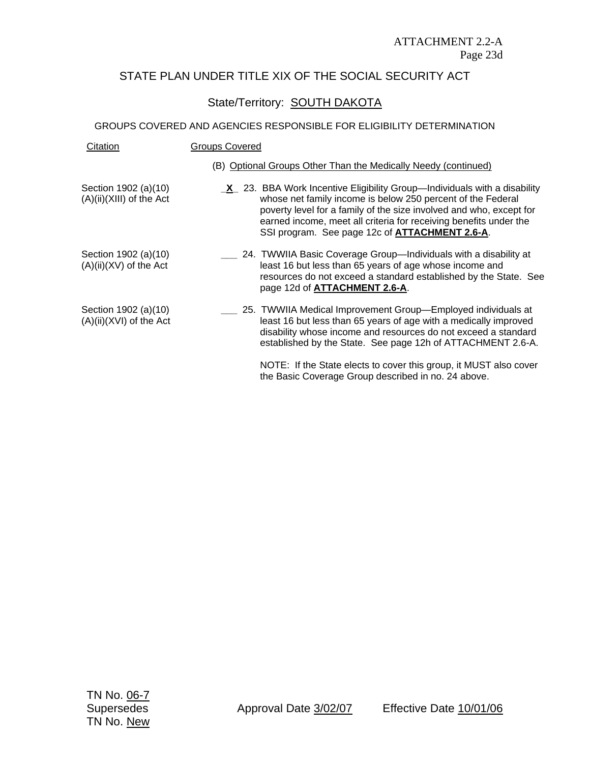ATTACHMENT 2.2-A
Page 23d

## STATE PLAN UNDER TITLE XIX OF THE SOCIAL SECURITY ACT

State/Territory: SOUTH DAKOTA

GROUPS COVERED AND AGENCIES RESPONSIBLE FOR ELIGIBILITY DETERMINATION

| Citation | Groups Covered |
|---|---|
| | (B) Optional Groups Other Than the Medically Needy (continued) |
| Section 1902 (a)(10) (A)(ii)(XIII) of the Act | _X_ 23. BBA Work Incentive Eligibility Group—Individuals with a disability whose net family income is below 250 percent of the Federal poverty level for a family of the size involved and who, except for earned income, meet all criteria for receiving benefits under the SSI program. See page 12c of **ATTACHMENT 2.6-A**. |
| Section 1902 (a)(10) (A)(ii)(XV) of the Act | ___ 24. TWWIIA Basic Coverage Group—Individuals with a disability at least 16 but less than 65 years of age whose income and resources do not exceed a standard established by the State. See page 12d of **ATTACHMENT 2.6-A**. |
| Section 1902 (a)(10) (A)(ii)(XVI) of the Act | ___ 25. TWWIIA Medical Improvement Group—Employed individuals at least 16 but less than 65 years of age with a medically improved disability whose income and resources do not exceed a standard established by the State. See page 12h of ATTACHMENT 2.6-A.<br><br>NOTE: If the State elects to cover this group, it MUST also cover the Basic Coverage Group described in no. 24 above. |

TN No. 06-7
Supersedes
TN No. New

Approval Date 3/02/07

Effective Date 10/01/06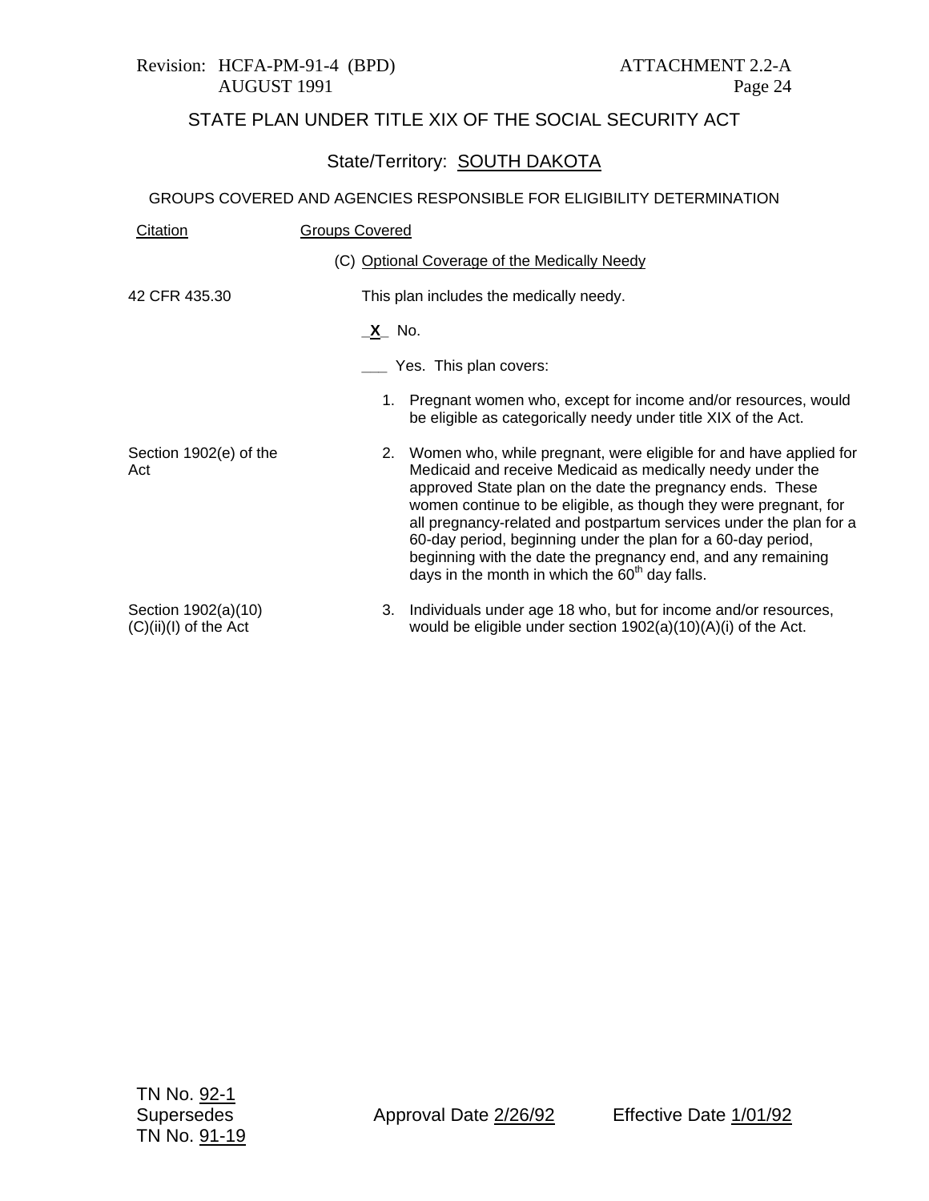Revision: HCFA-PM-91-4 (BPD) AUGUST 1991

ATTACHMENT 2.2-A Page 24

## STATE PLAN UNDER TITLE XIX OF THE SOCIAL SECURITY ACT

### State/Territory: SOUTH DAKOTA

GROUPS COVERED AND AGENCIES RESPONSIBLE FOR ELIGIBILITY DETERMINATION

| Citation | Groups Covered |
|---|---|
| | (C) Optional Coverage of the Medically Needy |
| 42 CFR 435.30 | This plan includes the medically needy. |
| | _X_ No. |
| | ___ Yes. This plan covers: |
| | 1. Pregnant women who, except for income and/or resources, would be eligible as categorically needy under title XIX of the Act. |
| Section 1902(e) of the Act | 2. Women who, while pregnant, were eligible for and have applied for Medicaid and receive Medicaid as medically needy under the approved State plan on the date the pregnancy ends. These women continue to be eligible, as though they were pregnant, for all pregnancy-related and postpartum services under the plan for a 60-day period, beginning under the plan for a 60-day period, beginning with the date the pregnancy end, and any remaining days in the month in which the 60th day falls. |
| Section 1902(a)(10)(C)(ii)(I) of the Act | 3. Individuals under age 18 who, but for income and/or resources, would be eligible under section 1902(a)(10)(A)(i) of the Act. |

TN No. 92-1
Supersedes
TN No. 91-19

Approval Date 2/26/92

Effective Date 1/01/92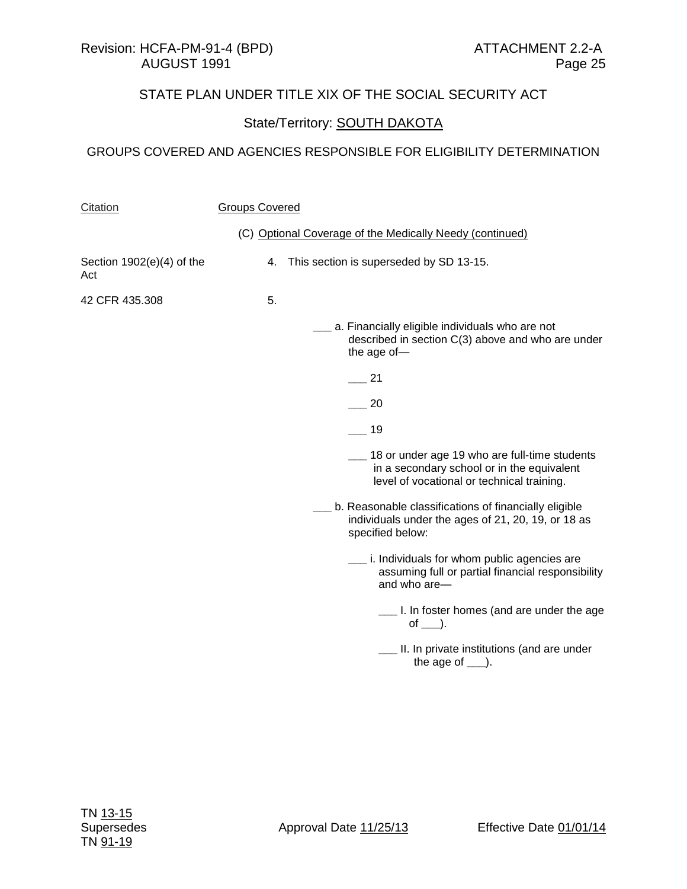Revision: HCFA-PM-91-4 (BPD) ATTACHMENT 2.2-A
AUGUST 1991

STATE PLAN UNDER TITLE XIX OF THE SOCIAL SECURITY ACT

State/Territory: SOUTH DAKOTA

GROUPS COVERED AND AGENCIES RESPONSIBLE FOR ELIGIBILITY DETERMINATION

| Citation | Groups Covered |
|---|---|
| | (C) Optional Coverage of the Medically Needy (continued) |
| Section 1902(e)(4) of the Act | 4. This section is superseded by SD 13-15. |
| 42 CFR 435.308 | 5. |

___ a. Financially eligible individuals who are not described in section C(3) above and who are under the age of—

- ___ 21
- ___ 20
- ___ 19
- ___ 18 or under age 19 who are full-time students in a secondary school or in the equivalent level of vocational or technical training.

___ b. Reasonable classifications of financially eligible individuals under the ages of 21, 20, 19, or 18 as specified below:

- ___ i. Individuals for whom public agencies are assuming full or partial financial responsibility and who are—
  - ___ I. In foster homes (and are under the age of ___).
  - ___ II. In private institutions (and are under the age of ___).

TN 13-15
Supersedes
TN 91-19

Approval Date 11/25/13 Effective Date 01/01/14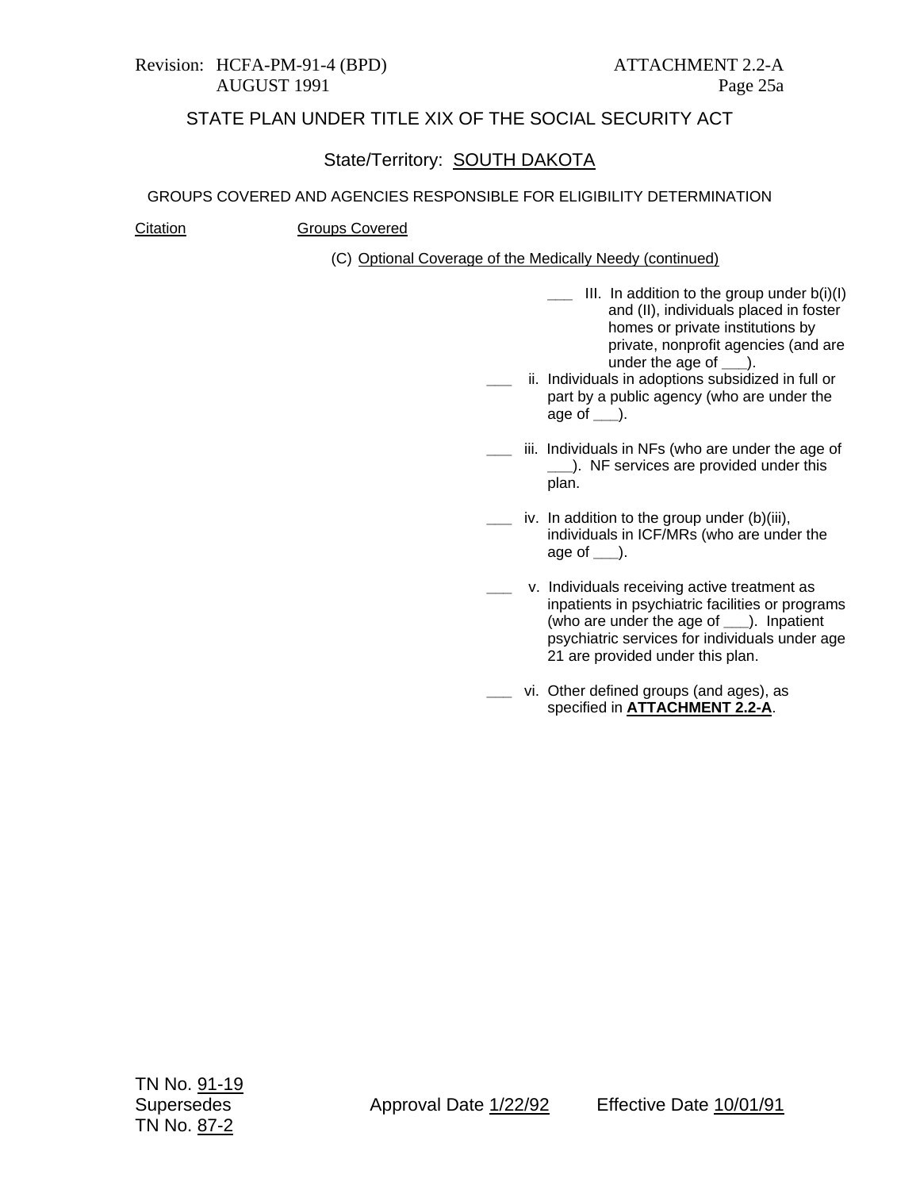STATE PLAN UNDER TITLE XIX OF THE SOCIAL SECURITY ACT

State/Territory: SOUTH DAKOTA

GROUPS COVERED AND AGENCIES RESPONSIBLE FOR ELIGIBILITY DETERMINATION

Citation | Groups Covered

(C) Optional Coverage of the Medically Needy (continued)

___ III. In addition to the group under b(i)(I) and (II), individuals placed in foster homes or private institutions by private, nonprofit agencies (and are under the age of ___).

___ ii. Individuals in adoptions subsidized in full or part by a public agency (who are under the age of ___).

___ iii. Individuals in NFs (who are under the age of ___). NF services are provided under this plan.

___ iv. In addition to the group under (b)(iii), individuals in ICF/MRs (who are under the age of ___).

___ v. Individuals receiving active treatment as inpatients in psychiatric facilities or programs (who are under the age of ___). Inpatient psychiatric services for individuals under age 21 are provided under this plan.

___ vi. Other defined groups (and ages), as specified in **ATTACHMENT 2.2-A**.

TN No. 91-19
Supersedes
TN No. 87-2

Approval Date 1/22/92 | Effective Date 10/01/91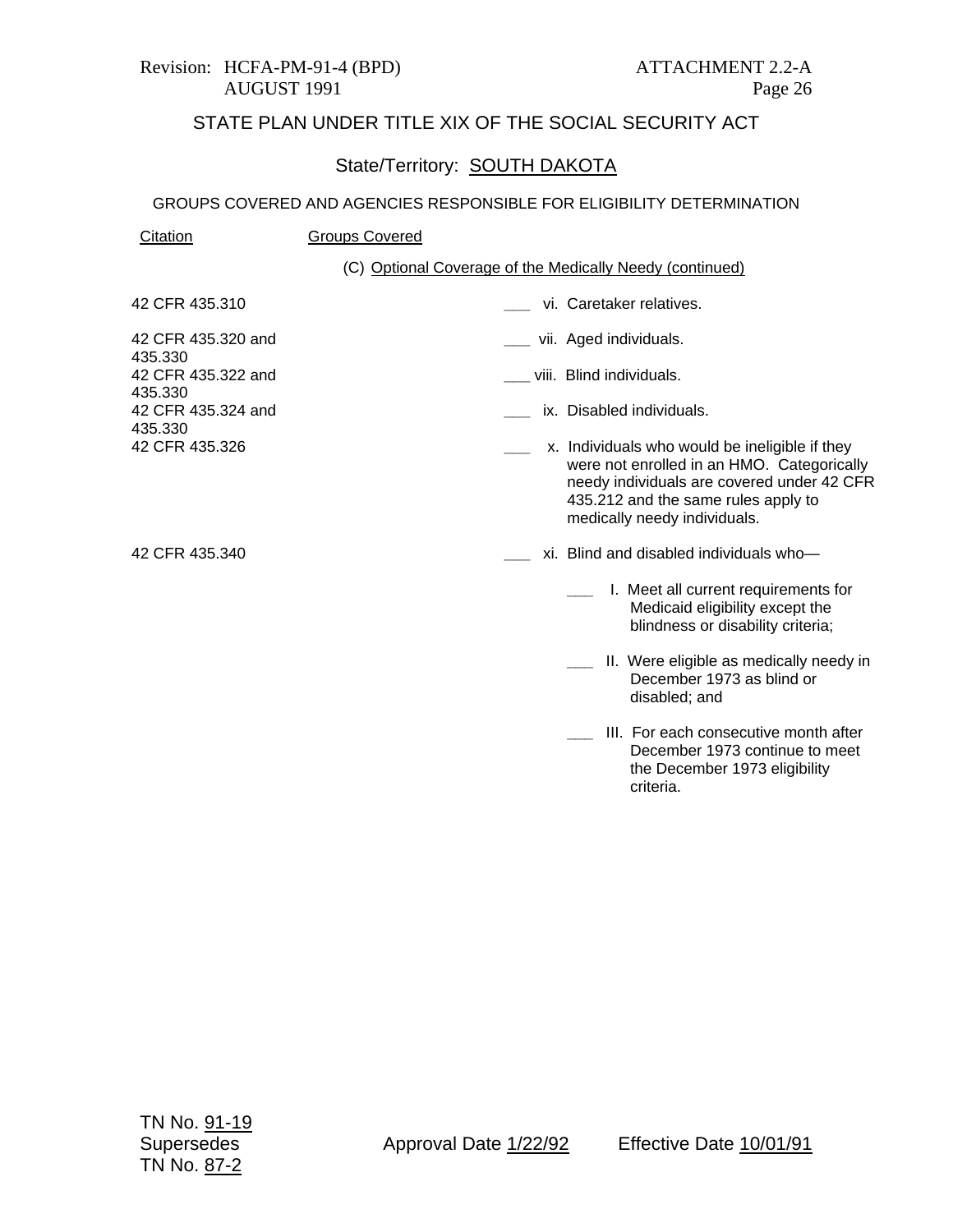STATE PLAN UNDER TITLE XIX OF THE SOCIAL SECURITY ACT

State/Territory: SOUTH DAKOTA

GROUPS COVERED AND AGENCIES RESPONSIBLE FOR ELIGIBILITY DETERMINATION

| Citation | Groups Covered |
|---|---|
| | (C) Optional Coverage of the Medically Needy (continued) |
| 42 CFR 435.310 | ___ vi. Caretaker relatives. |
| 42 CFR 435.320 and 435.330 | ___ vii. Aged individuals. |
| 42 CFR 435.322 and 435.330 | ___ viii. Blind individuals. |
| 42 CFR 435.324 and 435.330 | ___ ix. Disabled individuals. |
| 42 CFR 435.326 | ___ x. Individuals who would be ineligible if they were not enrolled in an HMO. Categorically needy individuals are covered under 42 CFR 435.212 and the same rules apply to medically needy individuals. |
| 42 CFR 435.340 | ___ xi. Blind and disabled individuals who— |
| | ___ I. Meet all current requirements for Medicaid eligibility except the blindness or disability criteria; |
| | ___ II. Were eligible as medically needy in December 1973 as blind or disabled; and |
| | ___ III. For each consecutive month after December 1973 continue to meet the December 1973 eligibility criteria. |

TN No. 91-19
Supersedes
TN No. 87-2

Approval Date 1/22/92

Effective Date 10/01/91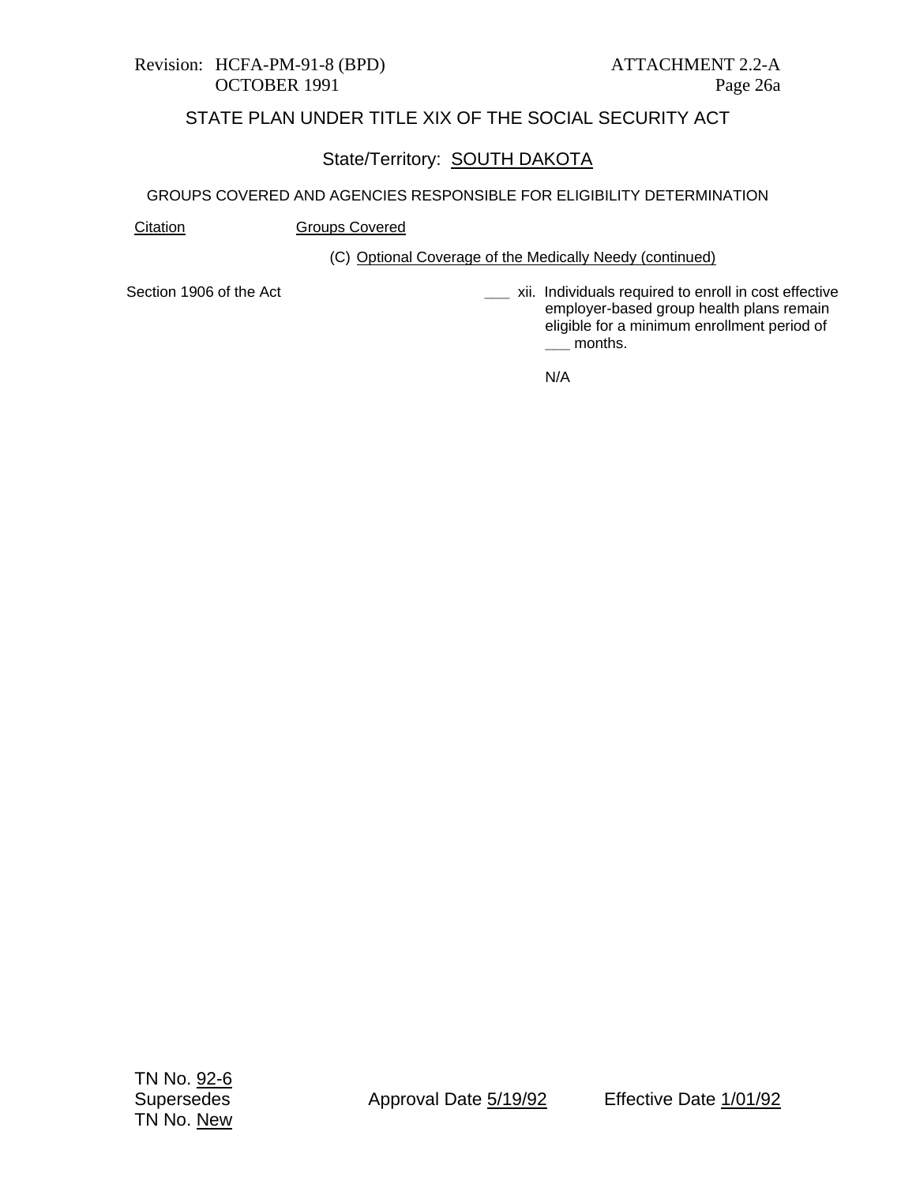Revision: HCFA-PM-91-8 (BPD)
OCTOBER 1991

ATTACHMENT 2.2-A
Page 26a

## STATE PLAN UNDER TITLE XIX OF THE SOCIAL SECURITY ACT

State/Territory: SOUTH DAKOTA

GROUPS COVERED AND AGENCIES RESPONSIBLE FOR ELIGIBILITY DETERMINATION

| Citation | Groups Covered |
|---|---|
| | (C) Optional Coverage of the Medically Needy (continued) |
| Section 1906 of the Act | ___ xii. Individuals required to enroll in cost effective employer-based group health plans remain eligible for a minimum enrollment period of ___ months. |
| | N/A |

TN No. 92-6
Supersedes
TN No. New

Approval Date 5/19/92

Effective Date 1/01/92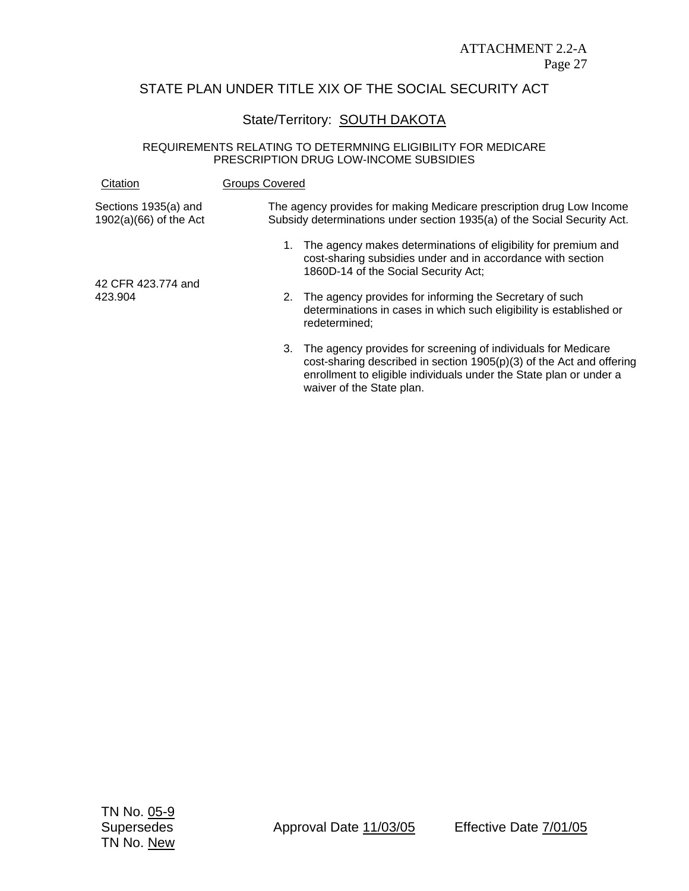ATTACHMENT 2.2-A
Page 27

# STATE PLAN UNDER TITLE XIX OF THE SOCIAL SECURITY ACT

## State/Territory: SOUTH DAKOTA

### REQUIREMENTS RELATING TO DETERMNING ELIGIBILITY FOR MEDICARE PRESCRIPTION DRUG LOW-INCOME SUBSIDIES

| Citation | Groups Covered |
|---|---|
| Sections 1935(a) and 1902(a)(66) of the Act | The agency provides for making Medicare prescription drug Low Income Subsidy determinations under section 1935(a) of the Social Security Act. |
| | 1. The agency makes determinations of eligibility for premium and cost-sharing subsidies under and in accordance with section 1860D-14 of the Social Security Act; |
| 42 CFR 423.774 and 423.904 | 2. The agency provides for informing the Secretary of such determinations in cases in which such eligibility is established or redetermined; |
| | 3. The agency provides for screening of individuals for Medicare cost-sharing described in section 1905(p)(3) of the Act and offering enrollment to eligible individuals under the State plan or under a waiver of the State plan. |

TN No. 05-9
Supersedes
TN No. New

Approval Date 11/03/05

Effective Date 7/01/05